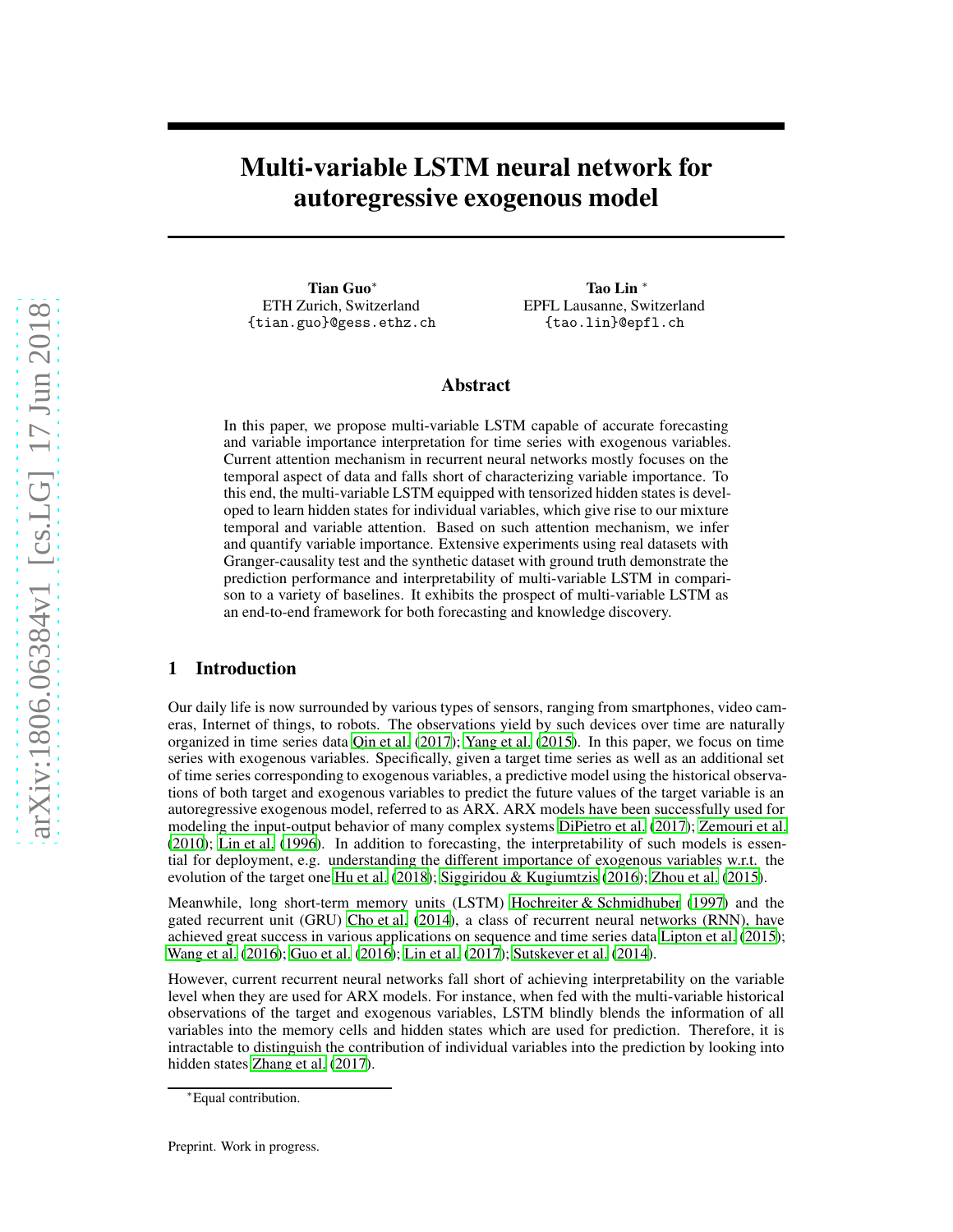# Multi-variable LSTM neural network for autoregressive exogenous model

**Tian Guo***
ETH Zurich, Switzerland
{tian.guo}@gess.ethz.ch

**Tao Lin***
EPFL Lausanne, Switzerland
{tao.lin}@epfl.ch

## Abstract

In this paper, we propose multi-variable LSTM capable of accurate forecasting and variable importance interpretation for time series with exogenous variables. Current attention mechanism in recurrent neural networks mostly focuses on the temporal aspect of data and falls short of characterizing variable importance. To this end, the multi-variable LSTM equipped with tensorized hidden states is developed to learn hidden states for individual variables, which give rise to our mixture temporal and variable attention. Based on such attention mechanism, we infer and quantify variable importance. Extensive experiments using real datasets with Granger-causality test and the synthetic dataset with ground truth demonstrate the prediction performance and interpretability of multi-variable LSTM in comparison to a variety of baselines. It exhibits the prospect of multi-variable LSTM as an end-to-end framework for both forecasting and knowledge discovery.

## 1 Introduction

Our daily life is now surrounded by various types of sensors, ranging from smartphones, video cameras, Internet of things, to robots. The observations yield by such devices over time are naturally organized in time series data Qin et al. (2017); Yang et al. (2015). In this paper, we focus on time series with exogenous variables. Specifically, given a target time series as well as an additional set of time series corresponding to exogenous variables, a predictive model using the historical observations of both target and exogenous variables to predict the future values of the target variable is an autoregressive exogenous model, referred to as ARX. ARX models have been successfully used for modeling the input-output behavior of many complex systems DiPietro et al. (2017); Zemouri et al. (2010); Lin et al. (1996). In addition to forecasting, the interpretability of such models is essential for deployment, e.g. understanding the different importance of exogenous variables w.r.t. the evolution of the target one Hu et al. (2018); Siggiridou & Kugiumtzis (2016); Zhou et al. (2015).

Meanwhile, long short-term memory units (LSTM) Hochreiter & Schmidhuber (1997) and the gated recurrent unit (GRU) Cho et al. (2014), a class of recurrent neural networks (RNN), have achieved great success in various applications on sequence and time series data Lipton et al. (2015); Wang et al. (2016); Guo et al. (2016); Lin et al. (2017); Sutskever et al. (2014).

However, current recurrent neural networks fall short of achieving interpretability on the variable level when they are used for ARX models. For instance, when fed with the multi-variable historical observations of the target and exogenous variables, LSTM blindly blends the information of all variables into the memory cells and hidden states which are used for prediction. Therefore, it is intractable to distinguish the contribution of individual variables into the prediction by looking into hidden states Zhang et al. (2017).

*Equal contribution.

Preprint. Work in progress.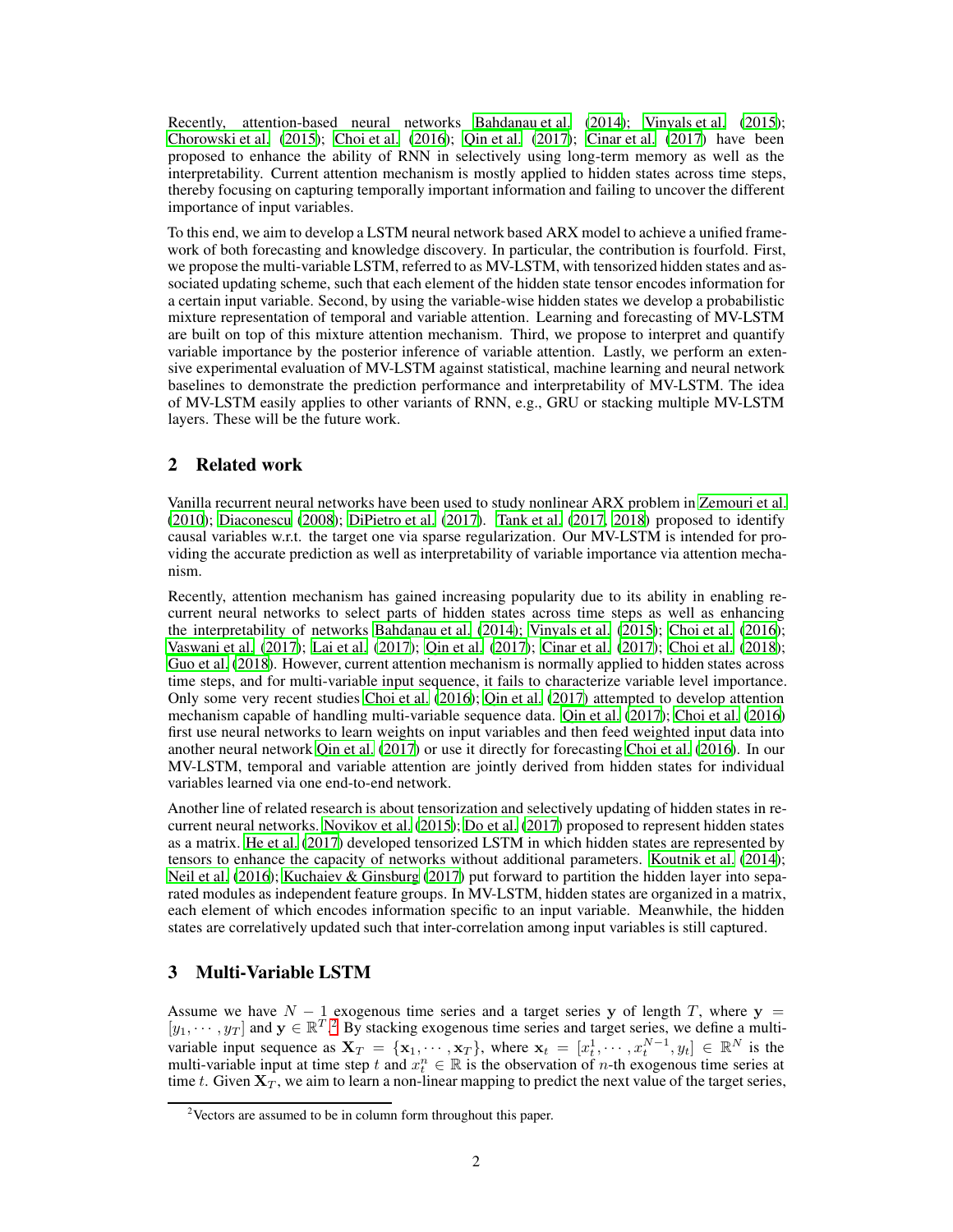Recently, attention-based neural networks Bahdanau et al. (2014); Vinyals et al. (2015); Chorowski et al. (2015); Choi et al. (2016); Qin et al. (2017); Cinar et al. (2017) have been proposed to enhance the ability of RNN in selectively using long-term memory as well as the interpretability. Current attention mechanism is mostly applied to hidden states across time steps, thereby focusing on capturing temporally important information and failing to uncover the different importance of input variables.

To this end, we aim to develop a LSTM neural network based ARX model to achieve a unified framework of both forecasting and knowledge discovery. In particular, the contribution is fourfold. First, we propose the multi-variable LSTM, referred to as MV-LSTM, with tensorized hidden states and associated updating scheme, such that each element of the hidden state tensor encodes information for a certain input variable. Second, by using the variable-wise hidden states we develop a probabilistic mixture representation of temporal and variable attention. Learning and forecasting of MV-LSTM are built on top of this mixture attention mechanism. Third, we propose to interpret and quantify variable importance by the posterior inference of variable attention. Lastly, we perform an extensive experimental evaluation of MV-LSTM against statistical, machine learning and neural network baselines to demonstrate the prediction performance and interpretability of MV-LSTM. The idea of MV-LSTM easily applies to other variants of RNN, e.g., GRU or stacking multiple MV-LSTM layers. These will be the future work.

## 2 Related work

Vanilla recurrent neural networks have been used to study nonlinear ARX problem in Zemouri et al. (2010); Diaconescu (2008); DiPietro et al. (2017). Tank et al. (2017, 2018) proposed to identify causal variables w.r.t. the target one via sparse regularization. Our MV-LSTM is intended for providing the accurate prediction as well as interpretability of variable importance via attention mechanism.

Recently, attention mechanism has gained increasing popularity due to its ability in enabling recurrent neural networks to select parts of hidden states across time steps as well as enhancing the interpretability of networks Bahdanau et al. (2014); Vinyals et al. (2015); Choi et al. (2016); Vaswani et al. (2017); Lai et al. (2017); Qin et al. (2017); Cinar et al. (2017); Choi et al. (2018); Guo et al. (2018). However, current attention mechanism is normally applied to hidden states across time steps, and for multi-variable input sequence, it fails to characterize variable level importance. Only some very recent studies Choi et al. (2016); Qin et al. (2017) attempted to develop attention mechanism capable of handling multi-variable sequence data. Qin et al. (2017); Choi et al. (2016) first use neural networks to learn weights on input variables and then feed weighted input data into another neural network Qin et al. (2017) or use it directly for forecasting Choi et al. (2016). In our MV-LSTM, temporal and variable attention are jointly derived from hidden states for individual variables learned via one end-to-end network.

Another line of related research is about tensorization and selectively updating of hidden states in recurrent neural networks. Novikov et al. (2015); Do et al. (2017) proposed to represent hidden states as a matrix. He et al. (2017) developed tensorized LSTM in which hidden states are represented by tensors to enhance the capacity of networks without additional parameters. Koutnik et al. (2014); Neil et al. (2016); Kuchaiev & Ginsburg (2017) put forward to partition the hidden layer into separated modules as independent feature groups. In MV-LSTM, hidden states are organized in a matrix, each element of which encodes information specific to an input variable. Meanwhile, the hidden states are correlatively updated such that inter-correlation among input variables is still captured.

## 3 Multi-Variable LSTM

Assume we have $N-1$ exogenous time series and a target series $\mathbf{y}$ of length $T$, where $\mathbf{y} = [y_1, \cdots, y_T]$ and $\mathbf{y} \in \mathbb{R}^T$.[2] By stacking exogenous time series and target series, we define a multi-variable input sequence as $\mathbf{X}_T = \{\mathbf{x}_1, \cdots, \mathbf{x}_T\}$, where $\mathbf{x}_t = [x_t^1, \cdots, x_t^{N-1}, y_t] \in \mathbb{R}^N$ is the multi-variable input at time step $t$ and $x_t^n \in \mathbb{R}$ is the observation of $n$-th exogenous time series at time $t$. Given $\mathbf{X}_T$, we aim to learn a non-linear mapping to predict the next value of the target series,

[2] Vectors are assumed to be in column form throughout this paper.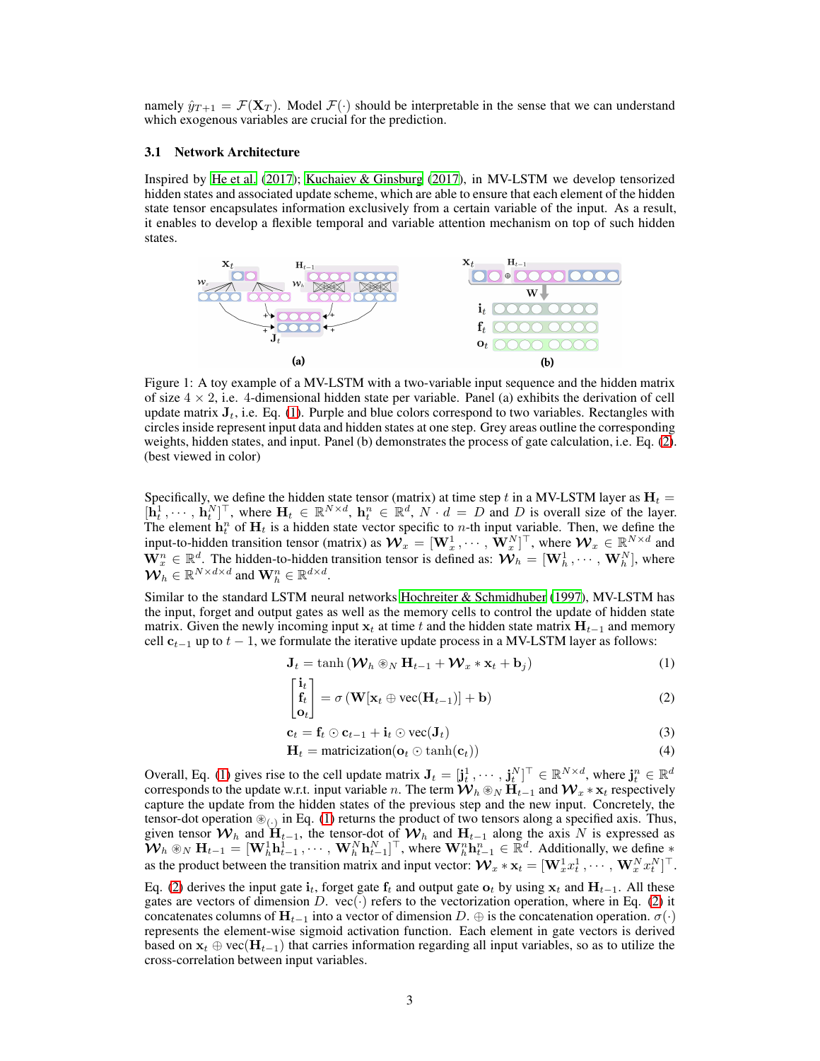namely $\hat{y}_{T+1} = \mathcal{F}(\mathbf{X}_T)$. Model $\mathcal{F}(\cdot)$ should be interpretable in the sense that we can understand which exogenous variables are crucial for the prediction.

### 3.1 Network Architecture

Inspired by He et al. (2017); Kuchaiev & Ginsburg (2017), in MV-LSTM we develop tensorized hidden states and associated update scheme, which are able to ensure that each element of the hidden state tensor encapsulates information exclusively from a certain variable of the input. As a result, it enables to develop a flexible temporal and variable attention mechanism on top of such hidden states.

Figure 1: A toy example of a MV-LSTM with a two-variable input sequence and the hidden matrix of size $4 \times 2$, i.e. 4-dimensional hidden state per variable. Panel (a) exhibits the derivation of cell update matrix $\mathbf{J}_t$, i.e. Eq. (1). Purple and blue colors correspond to two variables. Rectangles with circles inside represent input data and hidden states at one step. Grey areas outline the corresponding weights, hidden states, and input. Panel (b) demonstrates the process of gate calculation, i.e. Eq. (2). (best viewed in color)

Specifically, we define the hidden state tensor (matrix) at time step $t$ in a MV-LSTM layer as $\mathbf{H}_t = [\mathbf{h}_t^1, \cdots, \mathbf{h}_t^N]^\top$, where $\mathbf{H}_t \in \mathbb{R}^{N \times d}$, $\mathbf{h}_t^n \in \mathbb{R}^d$, $N \cdot d = D$ and $D$ is overall size of the layer. The element $\mathbf{h}_t^n$ of $\mathbf{H}_t$ is a hidden state vector specific to $n$-th input variable. Then, we define the input-to-hidden transition tensor (matrix) as $\boldsymbol{\mathcal{W}}_x = [\mathbf{W}_x^1, \cdots, \mathbf{W}_x^N]^\top$, where $\boldsymbol{\mathcal{W}}_x \in \mathbb{R}^{N \times d}$ and $\mathbf{W}_x^n \in \mathbb{R}^d$. The hidden-to-hidden transition tensor is defined as: $\boldsymbol{\mathcal{W}}_h = [\mathbf{W}_h^1, \cdots, \mathbf{W}_h^N]$, where $\boldsymbol{\mathcal{W}}_h \in \mathbb{R}^{N \times d \times d}$ and $\mathbf{W}_h^n \in \mathbb{R}^{d \times d}$.

Similar to the standard LSTM neural networks Hochreiter & Schmidhuber (1997), MV-LSTM has the input, forget and output gates as well as the memory cells to control the update of hidden state matrix. Given the newly incoming input $\mathbf{x}_t$ at time $t$ and the hidden state matrix $\mathbf{H}_{t-1}$ and memory cell $\mathbf{c}_{t-1}$ up to $t-1$, we formulate the iterative update process in a MV-LSTM layer as follows:

$$\mathbf{J}_t = \tanh\left(\boldsymbol{\mathcal{W}}_h \circledast_N \mathbf{H}_{t-1} + \boldsymbol{\mathcal{W}}_x * \mathbf{x}_t + \mathbf{b}_j\right) \tag{1}$$

$$\begin{bmatrix} \mathbf{i}_t \\ \mathbf{f}_t \\ \mathbf{o}_t \end{bmatrix} = \sigma\left(\mathbf{W}[\mathbf{x}_t \oplus \text{vec}(\mathbf{H}_{t-1})] + \mathbf{b}\right) \tag{2}$$

$$\mathbf{c}_t = \mathbf{f}_t \odot \mathbf{c}_{t-1} + \mathbf{i}_t \odot \text{vec}(\mathbf{J}_t) \tag{3}$$

$$\mathbf{H}_t = \text{matricization}(\mathbf{o}_t \odot \tanh(\mathbf{c}_t)) \tag{4}$$

Overall, Eq. (1) gives rise to the cell update matrix $\mathbf{J}_t = [\mathbf{j}_t^1, \cdots, \mathbf{j}_t^N]^\top \in \mathbb{R}^{N \times d}$, where $\mathbf{j}_t^n \in \mathbb{R}^d$ corresponds to the update w.r.t. input variable $n$. The term $\boldsymbol{\mathcal{W}}_h \circledast_N \mathbf{H}_{t-1}$ and $\boldsymbol{\mathcal{W}}_x * \mathbf{x}_t$ respectively capture the update from the hidden states of the previous step and the new input. Concretely, the tensor-dot operation $\circledast_{(\cdot)}$ in Eq. (1) returns the product of two tensors along a specified axis. Thus, given tensor $\boldsymbol{\mathcal{W}}_h$ and $\mathbf{H}_{t-1}$, the tensor-dot of $\boldsymbol{\mathcal{W}}_h$ and $\mathbf{H}_{t-1}$ along the axis $N$ is expressed as $\boldsymbol{\mathcal{W}}_h \circledast_N \mathbf{H}_{t-1} = [\mathbf{W}_h^1 \mathbf{h}_{t-1}^1, \cdots, \mathbf{W}_h^N \mathbf{h}_{t-1}^N]^\top$, where $\mathbf{W}_h^n \mathbf{h}_{t-1}^n \in \mathbb{R}^d$. Additionally, we define $*$ as the product between the transition matrix and input vector: $\boldsymbol{\mathcal{W}}_x * \mathbf{x}_t = [\mathbf{W}_x^1 x_t^1, \cdots, \mathbf{W}_x^N x_t^N]^\top$.

Eq. (2) derives the input gate $\mathbf{i}_t$, forget gate $\mathbf{f}_t$ and output gate $\mathbf{o}_t$ by using $\mathbf{x}_t$ and $\mathbf{H}_{t-1}$. All these gates are vectors of dimension $D$. $\text{vec}(\cdot)$ refers to the vectorization operation, where in Eq. (2) it concatenates columns of $\mathbf{H}_{t-1}$ into a vector of dimension $D$. $\oplus$ is the concatenation operation. $\sigma(\cdot)$ represents the element-wise sigmoid activation function. Each element in gate vectors is derived based on $\mathbf{x}_t \oplus \text{vec}(\mathbf{H}_{t-1})$ that carries information regarding all input variables, so as to utilize the cross-correlation between input variables.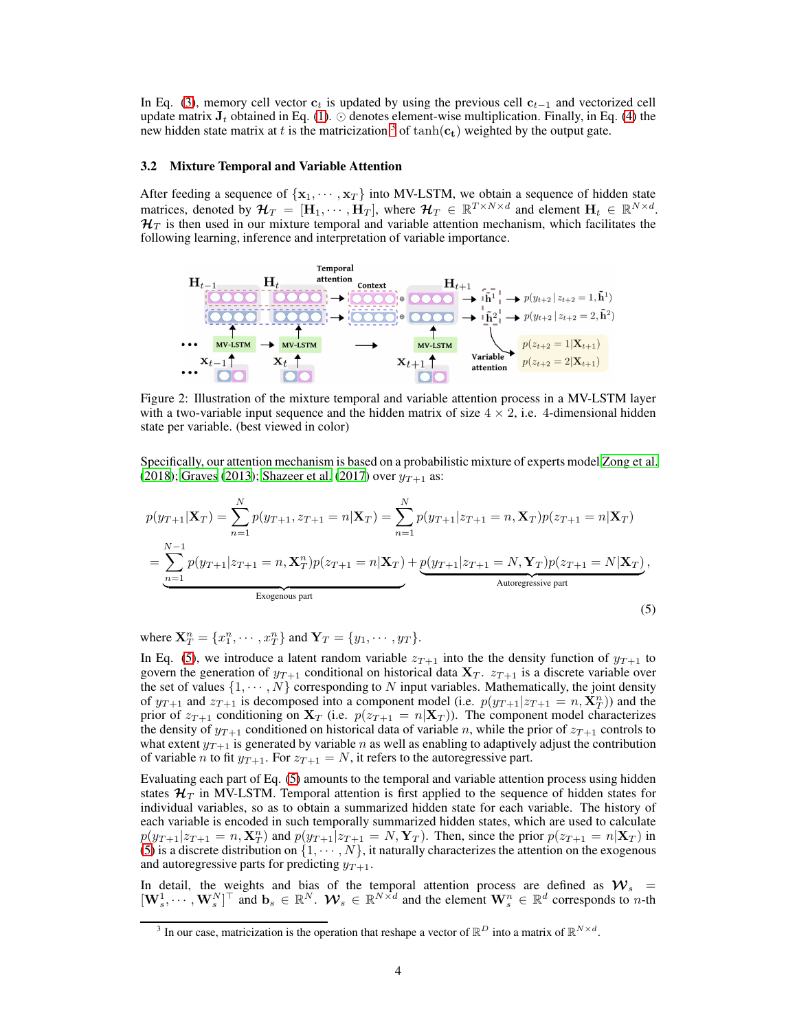In Eq. (3), memory cell vector $\mathbf{c}_t$ is updated by using the previous cell $\mathbf{c}_{t-1}$ and vectorized cell update matrix $\mathbf{J}_t$ obtained in Eq. (1). $\odot$ denotes element-wise multiplication. Finally, in Eq. (4) the new hidden state matrix at $t$ is the matricization[3] of $\tanh(\mathbf{c_t})$ weighted by the output gate.

### 3.2 Mixture Temporal and Variable Attention

After feeding a sequence of $\{\mathbf{x}_1, \cdots, \mathbf{x}_T\}$ into MV-LSTM, we obtain a sequence of hidden state matrices, denoted by $\boldsymbol{\mathcal{H}}_T = [\mathbf{H}_1, \cdots, \mathbf{H}_T]$, where $\boldsymbol{\mathcal{H}}_T \in \mathbb{R}^{T \times N \times d}$ and element $\mathbf{H}_t \in \mathbb{R}^{N \times d}$. $\boldsymbol{\mathcal{H}}_T$ is then used in our mixture temporal and variable attention mechanism, which facilitates the following learning, inference and interpretation of variable importance.

Figure 2: Illustration of the mixture temporal and variable attention process in a MV-LSTM layer with a two-variable input sequence and the hidden matrix of size $4 \times 2$, i.e. 4-dimensional hidden state per variable. (best viewed in color)

Specifically, our attention mechanism is based on a probabilistic mixture of experts model Zong et al. (2018); Graves (2013); Shazeer et al. (2017) over $y_{T+1}$ as:

$$
\begin{aligned}
p(y_{T+1}|\mathbf{X}_T) &= \sum_{n=1}^{N} p(y_{T+1}, z_{T+1} = n|\mathbf{X}_T) = \sum_{n=1}^{N} p(y_{T+1}|z_{T+1} = n, \mathbf{X}_T) p(z_{T+1} = n|\mathbf{X}_T) \\
&= \underbrace{\sum_{n=1}^{N-1} p(y_{T+1}|z_{T+1} = n, \mathbf{X}_T^n) p(z_{T+1} = n|\mathbf{X}_T)}_{\text{Exogenous part}} + \underbrace{p(y_{T+1}|z_{T+1} = N, \mathbf{Y}_T) p(z_{T+1} = N|\mathbf{X}_T)}_{\text{Autoregressive part}},
\end{aligned}
\tag{5}
$$

where $\mathbf{X}_T^n = \{x_1^n, \cdots, x_T^n\}$ and $\mathbf{Y}_T = \{y_1, \cdots, y_T\}$.

In Eq. (5), we introduce a latent random variable $z_{T+1}$ into the the density function of $y_{T+1}$ to govern the generation of $y_{T+1}$ conditional on historical data $\mathbf{X}_T$. $z_{T+1}$ is a discrete variable over the set of values $\{1, \cdots, N\}$ corresponding to $N$ input variables. Mathematically, the joint density of $y_{T+1}$ and $z_{T+1}$ is decomposed into a component model (i.e. $p(y_{T+1}|z_{T+1} = n, \mathbf{X}_T^n)$) and the prior of $z_{T+1}$ conditioning on $\mathbf{X}_T$ (i.e. $p(z_{T+1} = n|\mathbf{X}_T)$). The component model characterizes the density of $y_{T+1}$ conditioned on historical data of variable $n$, while the prior of $z_{T+1}$ controls to what extent $y_{T+1}$ is generated by variable $n$ as well as enabling to adaptively adjust the contribution of variable $n$ to fit $y_{T+1}$. For $z_{T+1} = N$, it refers to the autoregressive part.

Evaluating each part of Eq. (5) amounts to the temporal and variable attention process using hidden states $\boldsymbol{\mathcal{H}}_T$ in MV-LSTM. Temporal attention is first applied to the sequence of hidden states for individual variables, so as to obtain a summarized hidden state for each variable. The history of each variable is encoded in such temporally summarized hidden states, which are used to calculate $p(y_{T+1}|z_{T+1} = n, \mathbf{X}_T^n)$ and $p(y_{T+1}|z_{T+1} = N, \mathbf{Y}_T)$. Then, since the prior $p(z_{T+1} = n|\mathbf{X}_T)$ in (5) is a discrete distribution on $\{1, \cdots, N\}$, it naturally characterizes the attention on the exogenous and autoregressive parts for predicting $y_{T+1}$.

In detail, the weights and bias of the temporal attention process are defined as $\boldsymbol{\mathcal{W}}_s = [\mathbf{W}_s^1, \cdots, \mathbf{W}_s^N]^\top$ and $\mathbf{b}_s \in \mathbb{R}^N$. $\boldsymbol{\mathcal{W}}_s \in \mathbb{R}^{N \times d}$ and the element $\mathbf{W}_s^n \in \mathbb{R}^d$ corresponds to $n$-th

[3] In our case, matricization is the operation that reshape a vector of $\mathbb{R}^D$ into a matrix of $\mathbb{R}^{N \times d}$.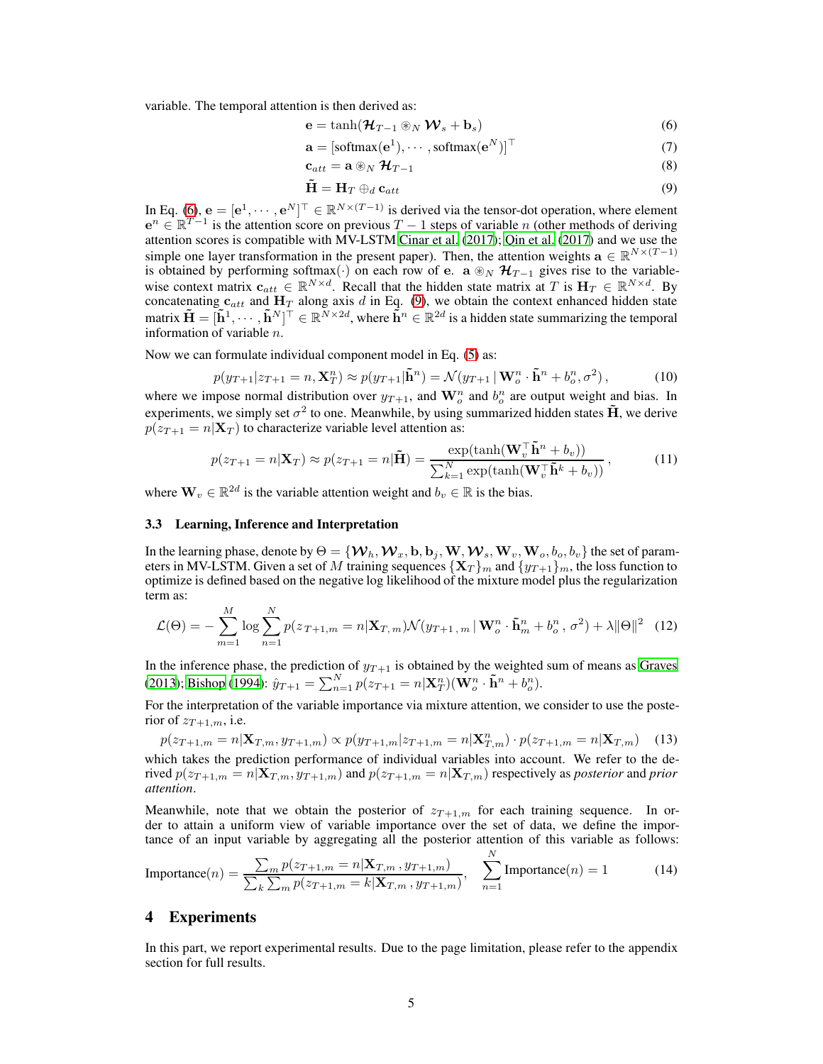variable. The temporal attention is then derived as:

$$\mathbf{e} = \tanh(\boldsymbol{\mathcal{H}}_{T-1} \circledast_N \boldsymbol{\mathcal{W}}_s + \mathbf{b}_s) \tag{6}$$

$$\mathbf{a} = [\text{softmax}(\mathbf{e}^1), \cdots, \text{softmax}(\mathbf{e}^N)]^\top \tag{7}$$

$$\mathbf{c}_{att} = \mathbf{a} \circledast_N \boldsymbol{\mathcal{H}}_{T-1} \tag{8}$$

$$\tilde{\mathbf{H}} = \mathbf{H}_T \oplus_d \mathbf{c}_{att} \tag{9}$$

In Eq. (6), $\mathbf{e} = [\mathbf{e}^1, \cdots, \mathbf{e}^N]^\top \in \mathbb{R}^{N \times (T-1)}$ is derived via the tensor-dot operation, where element $\mathbf{e}^n \in \mathbb{R}^{T-1}$ is the attention score on previous $T-1$ steps of variable $n$ (other methods of deriving attention scores is compatible with MV-LSTM Cinar et al. (2017); Qin et al. (2017) and we use the simple one layer transformation in the present paper). Then, the attention weights $\mathbf{a} \in \mathbb{R}^{N \times (T-1)}$ is obtained by performing softmax$(\cdot)$ on each row of $\mathbf{e}$. $\mathbf{a} \circledast_N \boldsymbol{\mathcal{H}}_{T-1}$ gives rise to the variable-wise context matrix $\mathbf{c}_{att} \in \mathbb{R}^{N \times d}$. Recall that the hidden state matrix at $T$ is $\mathbf{H}_T \in \mathbb{R}^{N \times d}$. By concatenating $\mathbf{c}_{att}$ and $\mathbf{H}_T$ along axis $d$ in Eq. (9), we obtain the context enhanced hidden state matrix $\tilde{\mathbf{H}} = [\tilde{\mathbf{h}}^1, \cdots, \tilde{\mathbf{h}}^N]^\top \in \mathbb{R}^{N \times 2d}$, where $\tilde{\mathbf{h}}^n \in \mathbb{R}^{2d}$ is a hidden state summarizing the temporal information of variable $n$.

Now we can formulate individual component model in Eq. (5) as:

$$p(y_{T+1} | z_{T+1} = n, \mathbf{X}_T^n) \approx p(y_{T+1} | \tilde{\mathbf{h}}^n) = \mathcal{N}(y_{T+1} \,|\, \mathbf{W}_o^n \cdot \tilde{\mathbf{h}}^n + b_o^n, \sigma^2), \tag{10}$$

where we impose normal distribution over $y_{T+1}$, and $\mathbf{W}_o^n$ and $b_o^n$ are output weight and bias. In experiments, we simply set $\sigma^2$ to one. Meanwhile, by using summarized hidden states $\tilde{\mathbf{H}}$, we derive $p(z_{T+1} = n | \mathbf{X}_T)$ to characterize variable level attention as:

$$p(z_{T+1} = n | \mathbf{X}_T) \approx p(z_{T+1} = n | \tilde{\mathbf{H}}) = \frac{\exp(\tanh(\mathbf{W}_v^\top \tilde{\mathbf{h}}^n + b_v))}{\sum_{k=1}^N \exp(\tanh(\mathbf{W}_v^\top \tilde{\mathbf{h}}^k + b_v))}, \tag{11}$$

where $\mathbf{W}_v \in \mathbb{R}^{2d}$ is the variable attention weight and $b_v \in \mathbb{R}$ is the bias.

### 3.3 Learning, Inference and Interpretation

In the learning phase, denote by $\Theta = \{\boldsymbol{\mathcal{W}}_h, \boldsymbol{\mathcal{W}}_x, \mathbf{b}, \mathbf{b}_j, \mathbf{W}, \boldsymbol{\mathcal{W}}_s, \mathbf{W}_v, \mathbf{W}_o, b_o, b_v\}$ the set of parameters in MV-LSTM. Given a set of $M$ training sequences $\{\mathbf{X}_T\}_m$ and $\{y_{T+1}\}_m$, the loss function to optimize is defined based on the negative log likelihood of the mixture model plus the regularization term as:

$$\mathcal{L}(\Theta) = -\sum_{m=1}^{M} \log \sum_{n=1}^{N} p(z_{T+1,m} = n | \mathbf{X}_{T,m}) \mathcal{N}(y_{T+1,m} \,|\, \mathbf{W}_o^n \cdot \tilde{\mathbf{h}}_m^n + b_o^n, \sigma^2) + \lambda \|\Theta\|^2 \tag{12}$$

In the inference phase, the prediction of $y_{T+1}$ is obtained by the weighted sum of means as Graves (2013); Bishop (1994): $\hat{y}_{T+1} = \sum_{n=1}^N p(z_{T+1} = n | \mathbf{X}_T^n)(\mathbf{W}_o^n \cdot \tilde{\mathbf{h}}^n + b_o^n)$.

For the interpretation of the variable importance via mixture attention, we consider to use the posterior of $z_{T+1,m}$, i.e.

$$p(z_{T+1,m} = n | \mathbf{X}_{T,m}, y_{T+1,m}) \propto p(y_{T+1,m} | z_{T+1,m} = n | \mathbf{X}_{T,m}^n) \cdot p(z_{T+1,m} = n | \mathbf{X}_{T,m}) \tag{13}$$

which takes the prediction performance of individual variables into account. We refer to the derived $p(z_{T+1,m} = n | \mathbf{X}_{T,m}, y_{T+1,m})$ and $p(z_{T+1,m} = n | \mathbf{X}_{T,m})$ respectively as *posterior* and *prior attention*.

Meanwhile, note that we obtain the posterior of $z_{T+1,m}$ for each training sequence. In order to attain a uniform view of variable importance over the set of data, we define the importance of an input variable by aggregating all the posterior attention of this variable as follows:

$$\text{Importance}(n) = \frac{\sum_m p(z_{T+1,m} = n | \mathbf{X}_{T,m}, y_{T+1,m})}{\sum_k \sum_m p(z_{T+1,m} = k | \mathbf{X}_{T,m}, y_{T+1,m})}, \quad \sum_{n=1}^{N} \text{Importance}(n) = 1 \tag{14}$$

## 4 Experiments

In this part, we report experimental results. Due to the page limitation, please refer to the appendix section for full results.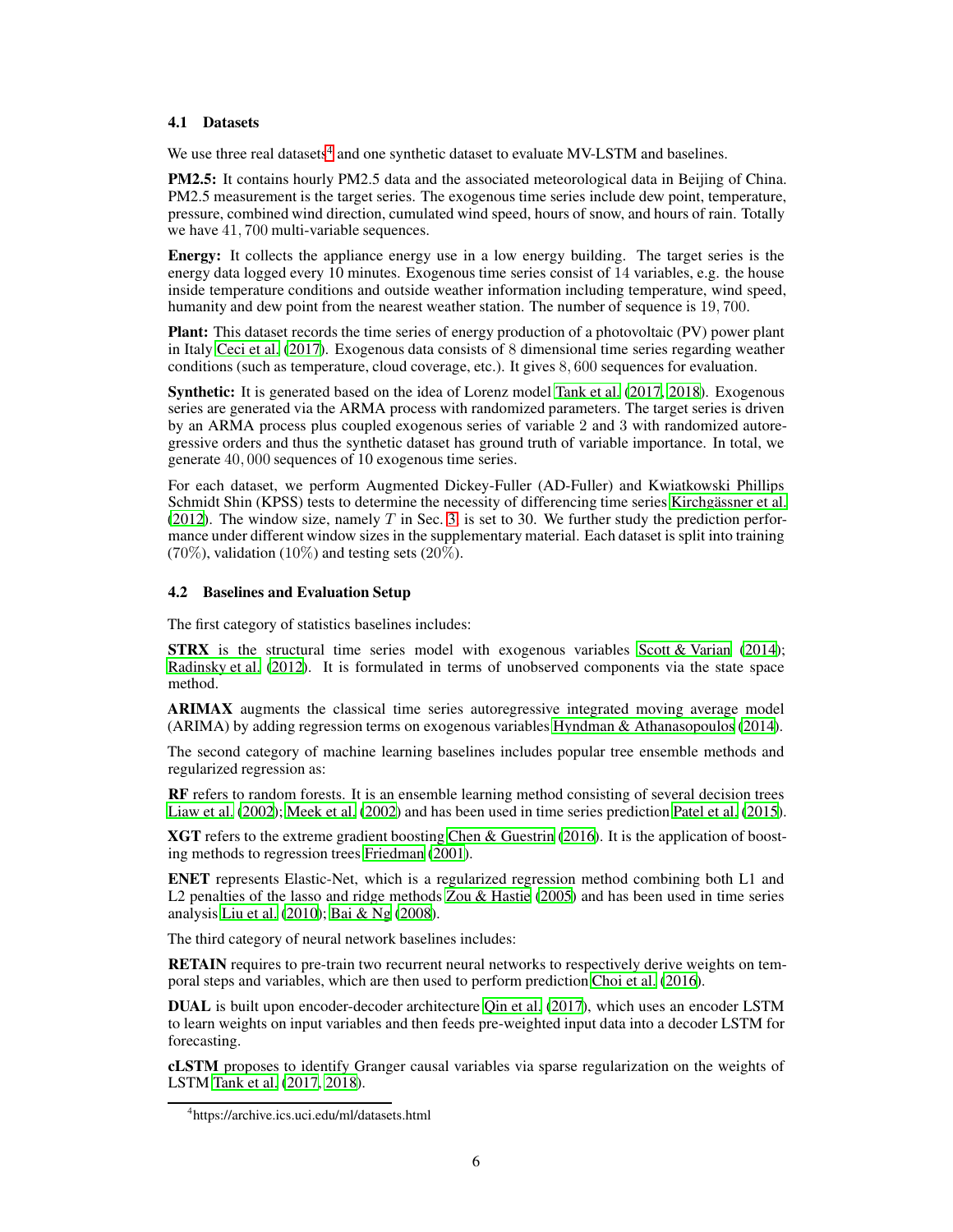### 4.1 Datasets

We use three real datasets[4] and one synthetic dataset to evaluate MV-LSTM and baselines.

**PM2.5:** It contains hourly PM2.5 data and the associated meteorological data in Beijing of China. PM2.5 measurement is the target series. The exogenous time series include dew point, temperature, pressure, combined wind direction, cumulated wind speed, hours of snow, and hours of rain. Totally we have $41,700$ multi-variable sequences.

**Energy:** It collects the appliance energy use in a low energy building. The target series is the energy data logged every 10 minutes. Exogenous time series consist of 14 variables, e.g. the house inside temperature conditions and outside weather information including temperature, wind speed, humanity and dew point from the nearest weather station. The number of sequence is $19,700$.

**Plant:** This dataset records the time series of energy production of a photovoltaic (PV) power plant in Italy Ceci et al. (2017). Exogenous data consists of 8 dimensional time series regarding weather conditions (such as temperature, cloud coverage, etc.). It gives $8,600$ sequences for evaluation.

**Synthetic:** It is generated based on the idea of Lorenz model Tank et al. (2017, 2018). Exogenous series are generated via the ARMA process with randomized parameters. The target series is driven by an ARMA process plus coupled exogenous series of variable 2 and 3 with randomized autoregressive orders and thus the synthetic dataset has ground truth of variable importance. In total, we generate $40,000$ sequences of 10 exogenous time series.

For each dataset, we perform Augmented Dickey-Fuller (AD-Fuller) and Kwiatkowski Phillips Schmidt Shin (KPSS) tests to determine the necessity of differencing time series Kirchgässner et al. (2012). The window size, namely $T$ in Sec. 3, is set to 30. We further study the prediction performance under different window sizes in the supplementary material. Each dataset is split into training (70%), validation (10%) and testing sets (20%).

### 4.2 Baselines and Evaluation Setup

The first category of statistics baselines includes:

**STRX** is the structural time series model with exogenous variables Scott & Varian (2014); Radinsky et al. (2012). It is formulated in terms of unobserved components via the state space method.

**ARIMAX** augments the classical time series autoregressive integrated moving average model (ARIMA) by adding regression terms on exogenous variables Hyndman & Athanasopoulos (2014).

The second category of machine learning baselines includes popular tree ensemble methods and regularized regression as:

**RF** refers to random forests. It is an ensemble learning method consisting of several decision trees Liaw et al. (2002); Meek et al. (2002) and has been used in time series prediction Patel et al. (2015).

**XGT** refers to the extreme gradient boosting Chen & Guestrin (2016). It is the application of boosting methods to regression trees Friedman (2001).

**ENET** represents Elastic-Net, which is a regularized regression method combining both L1 and L2 penalties of the lasso and ridge methods Zou & Hastie (2005) and has been used in time series analysis Liu et al. (2010); Bai & Ng (2008).

The third category of neural network baselines includes:

**RETAIN** requires to pre-train two recurrent neural networks to respectively derive weights on temporal steps and variables, which are then used to perform prediction Choi et al. (2016).

**DUAL** is built upon encoder-decoder architecture Qin et al. (2017), which uses an encoder LSTM to learn weights on input variables and then feeds pre-weighted input data into a decoder LSTM for forecasting.

**cLSTM** proposes to identify Granger causal variables via sparse regularization on the weights of LSTM Tank et al. (2017, 2018).

[4] https://archive.ics.uci.edu/ml/datasets.html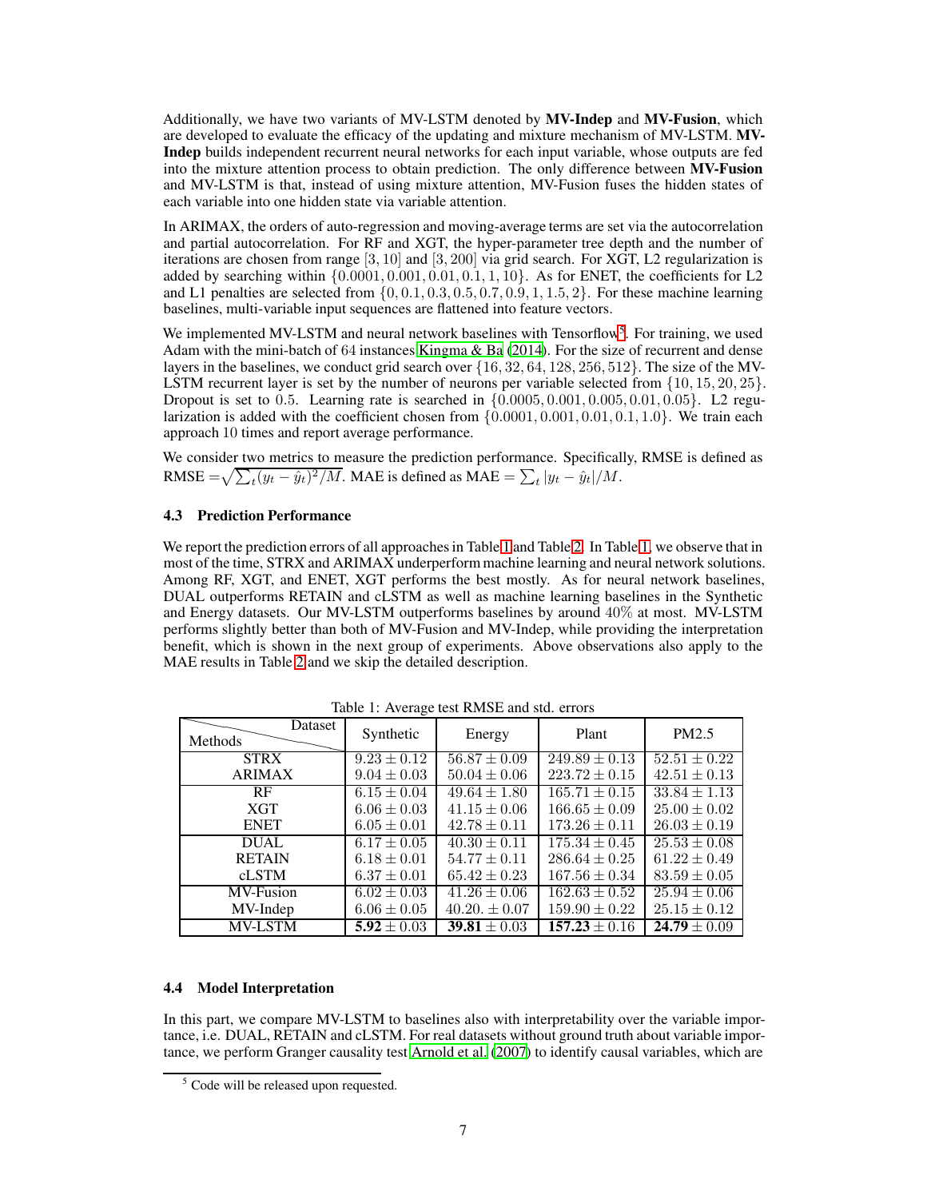Additionally, we have two variants of MV-LSTM denoted by **MV-Indep** and **MV-Fusion**, which are developed to evaluate the efficacy of the updating and mixture mechanism of MV-LSTM. **MV-Indep** builds independent recurrent neural networks for each input variable, whose outputs are fed into the mixture attention process to obtain prediction. The only difference between **MV-Fusion** and MV-LSTM is that, instead of using mixture attention, MV-Fusion fuses the hidden states of each variable into one hidden state via variable attention.

In ARIMAX, the orders of auto-regression and moving-average terms are set via the autocorrelation and partial autocorrelation. For RF and XGT, the hyper-parameter tree depth and the number of iterations are chosen from range $[3, 10]$ and $[3, 200]$ via grid search. For XGT, L2 regularization is added by searching within $\{0.0001, 0.001, 0.01, 0.1, 1, 10\}$. As for ENET, the coefficients for L2 and L1 penalties are selected from $\{0, 0.1, 0.3, 0.5, 0.7, 0.9, 1, 1.5, 2\}$. For these machine learning baselines, multi-variable input sequences are flattened into feature vectors.

We implemented MV-LSTM and neural network baselines with Tensorflow[5]. For training, we used Adam with the mini-batch of 64 instances Kingma & Ba (2014). For the size of recurrent and dense layers in the baselines, we conduct grid search over $\{16, 32, 64, 128, 256, 512\}$. The size of the MV-LSTM recurrent layer is set by the number of neurons per variable selected from $\{10, 15, 20, 25\}$. Dropout is set to 0.5. Learning rate is searched in $\{0.0005, 0.001, 0.005, 0.01, 0.05\}$. L2 regularization is added with the coefficient chosen from $\{0.0001, 0.001, 0.01, 0.1, 1.0\}$. We train each approach 10 times and report average performance.

We consider two metrics to measure the prediction performance. Specifically, RMSE is defined as RMSE $= \sqrt{\sum_t (y_t - \hat{y}_t)^2 / M}$. MAE is defined as MAE $= \sum_t |y_t - \hat{y}_t| / M$.

### 4.3 Prediction Performance

We report the prediction errors of all approaches in Table 1 and Table 2. In Table 1, we observe that in most of the time, STRX and ARIMAX underperform machine learning and neural network solutions. Among RF, XGT, and ENET, XGT performs the best mostly. As for neural network baselines, DUAL outperforms RETAIN and cLSTM as well as machine learning baselines in the Synthetic and Energy datasets. Our MV-LSTM outperforms baselines by around 40% at most. MV-LSTM performs slightly better than both of MV-Fusion and MV-Indep, while providing the interpretation benefit, which is shown in the next group of experiments. Above observations also apply to the MAE results in Table 2 and we skip the detailed description.

Table 1: Average test RMSE and std. errors

| Methods \ Dataset | Synthetic | Energy | Plant | PM2.5 |
|---|---|---|---|---|
| STRX | $9.23 \pm 0.12$ | $56.87 \pm 0.09$ | $249.89 \pm 0.13$ | $52.51 \pm 0.22$ |
| ARIMAX | $9.04 \pm 0.03$ | $50.04 \pm 0.06$ | $223.72 \pm 0.15$ | $42.51 \pm 0.13$ |
| RF | $6.15 \pm 0.04$ | $49.64 \pm 1.80$ | $165.71 \pm 0.15$ | $33.84 \pm 1.13$ |
| XGT | $6.06 \pm 0.03$ | $41.15 \pm 0.06$ | $166.65 \pm 0.09$ | $25.00 \pm 0.02$ |
| ENET | $6.05 \pm 0.01$ | $42.78 \pm 0.11$ | $173.26 \pm 0.11$ | $26.03 \pm 0.19$ |
| DUAL | $6.17 \pm 0.05$ | $40.30 \pm 0.11$ | $175.34 \pm 0.45$ | $25.53 \pm 0.08$ |
| RETAIN | $6.18 \pm 0.01$ | $54.77 \pm 0.11$ | $286.64 \pm 0.25$ | $61.22 \pm 0.49$ |
| cLSTM | $6.37 \pm 0.01$ | $65.42 \pm 0.23$ | $167.56 \pm 0.34$ | $83.59 \pm 0.05$ |
| MV-Fusion | $6.02 \pm 0.03$ | $41.26 \pm 0.06$ | $162.63 \pm 0.52$ | $25.94 \pm 0.06$ |
| MV-Indep | $6.06 \pm 0.05$ | $40.20. \pm 0.07$ | $159.90 \pm 0.22$ | $25.15 \pm 0.12$ |
| MV-LSTM | $\mathbf{5.92} \pm 0.03$ | $\mathbf{39.81} \pm 0.03$ | $\mathbf{157.23} \pm 0.16$ | $\mathbf{24.79} \pm 0.09$ |

### 4.4 Model Interpretation

In this part, we compare MV-LSTM to baselines also with interpretability over the variable importance, i.e. DUAL, RETAIN and cLSTM. For real datasets without ground truth about variable importance, we perform Granger causality test Arnold et al. (2007) to identify causal variables, which are

[5] Code will be released upon requested.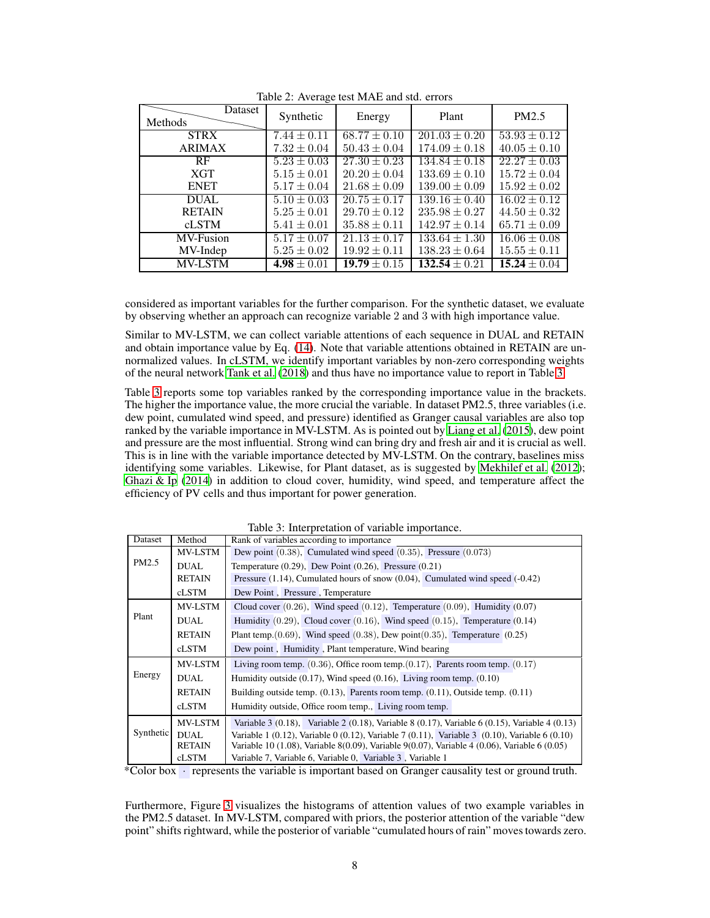Table 2: Average test MAE and std. errors

| Methods \ Dataset | Synthetic | Energy | Plant | PM2.5 |
|---|---|---|---|---|
| STRX | $7.44 \pm 0.11$ | $68.77 \pm 0.10$ | $201.03 \pm 0.20$ | $53.93 \pm 0.12$ |
| ARIMAX | $7.32 \pm 0.04$ | $50.43 \pm 0.04$ | $174.09 \pm 0.18$ | $40.05 \pm 0.10$ |
| RF | $5.23 \pm 0.03$ | $27.30 \pm 0.23$ | $134.84 \pm 0.18$ | $22.27 \pm 0.03$ |
| XGT | $5.15 \pm 0.01$ | $20.20 \pm 0.04$ | $133.69 \pm 0.10$ | $15.72 \pm 0.04$ |
| ENET | $5.17 \pm 0.04$ | $21.68 \pm 0.09$ | $139.00 \pm 0.09$ | $15.92 \pm 0.02$ |
| DUAL | $5.10 \pm 0.03$ | $20.75 \pm 0.17$ | $139.16 \pm 0.40$ | $16.02 \pm 0.12$ |
| RETAIN | $5.25 \pm 0.01$ | $29.70 \pm 0.12$ | $235.98 \pm 0.27$ | $44.50 \pm 0.32$ |
| cLSTM | $5.41 \pm 0.01$ | $35.88 \pm 0.11$ | $142.97 \pm 0.14$ | $65.71 \pm 0.09$ |
| MV-Fusion | $5.17 \pm 0.07$ | $21.13 \pm 0.17$ | $133.64 \pm 1.30$ | $16.06 \pm 0.08$ |
| MV-Indep | $5.25 \pm 0.02$ | $19.92 \pm 0.11$ | $138.23 \pm 0.64$ | $15.55 \pm 0.11$ |
| MV-LSTM | $\mathbf{4.98} \pm 0.01$ | $\mathbf{19.79} \pm 0.15$ | $\mathbf{132.54} \pm 0.21$ | $\mathbf{15.24} \pm 0.04$ |

considered as important variables for the further comparison. For the synthetic dataset, we evaluate by observing whether an approach can recognize variable 2 and 3 with high importance value.

Similar to MV-LSTM, we can collect variable attentions of each sequence in DUAL and RETAIN and obtain importance value by Eq. (14). Note that variable attentions obtained in RETAIN are unnormalized values. In cLSTM, we identify important variables by non-zero corresponding weights of the neural network Tank et al. (2018) and thus have no importance value to report in Table 3.

Table 3 reports some top variables ranked by the corresponding importance value in the brackets. The higher the importance value, the more crucial the variable. In dataset PM2.5, three variables (i.e. dew point, cumulated wind speed, and pressure) identified as Granger causal variables are also top ranked by the variable importance in MV-LSTM. As is pointed out by Liang et al. (2015), dew point and pressure are the most influential. Strong wind can bring dry and fresh air and it is crucial as well. This is in line with the variable importance detected by MV-LSTM. On the contrary, baselines miss identifying some variables. Likewise, for Plant dataset, as is suggested by Mekhilef et al. (2012); Ghazi & Ip (2014) in addition to cloud cover, humidity, wind speed, and temperature affect the efficiency of PV cells and thus important for power generation.

Table 3: Interpretation of variable importance.

| Dataset | Method | Rank of variables according to importance |
|---|---|---|
| PM2.5 | MV-LSTM | Dew point (0.38), Cumulated wind speed (0.35), Pressure (0.073) |
| | DUAL | Temperature (0.29), Dew Point (0.26), Pressure (0.21) |
| | RETAIN | Pressure (1.14), Cumulated hours of snow (0.04), Cumulated wind speed (-0.42) |
| | cLSTM | Dew Point , Pressure , Temperature |
| Plant | MV-LSTM | Cloud cover (0.26), Wind speed (0.12), Temperature (0.09), Humidity (0.07) |
| | DUAL | Humidity (0.29), Cloud cover (0.16), Wind speed (0.15), Temperature (0.14) |
| | RETAIN | Plant temp.(0.69), Wind speed (0.38), Dew point(0.35), Temperature (0.25) |
| | cLSTM | Dew point , Humidity , Plant temperature, Wind bearing |
| Energy | MV-LSTM | Living room temp. (0.36), Office room temp.(0.17), Parents room temp. (0.17) |
| | DUAL | Humidity outside (0.17), Wind speed (0.16), Living room temp. (0.10) |
| | RETAIN | Building outside temp. (0.13), Parents room temp. (0.11), Outside temp. (0.11) |
| | cLSTM | Humidity outside, Office room temp., Living room temp. |
| Synthetic | MV-LSTM | Variable 3 (0.18), Variable 2 (0.18), Variable 8 (0.17), Variable 6 (0.15), Variable 4 (0.13) |
| | DUAL | Variable 1 (0.12), Variable 0 (0.12), Variable 7 (0.11), Variable 3 (0.10), Variable 6 (0.10) |
| | RETAIN | Variable 10 (1.08), Variable 8(0.09), Variable 9(0.07), Variable 4 (0.06), Variable 6 (0.05) |
| | cLSTM | Variable 7, Variable 6, Variable 0, Variable 3 , Variable 1 |

*Color box · represents the variable is important based on Granger causality test or ground truth.

Furthermore, Figure 3 visualizes the histograms of attention values of two example variables in the PM2.5 dataset. In MV-LSTM, compared with priors, the posterior attention of the variable "dew point" shifts rightward, while the posterior of variable "cumulated hours of rain" moves towards zero.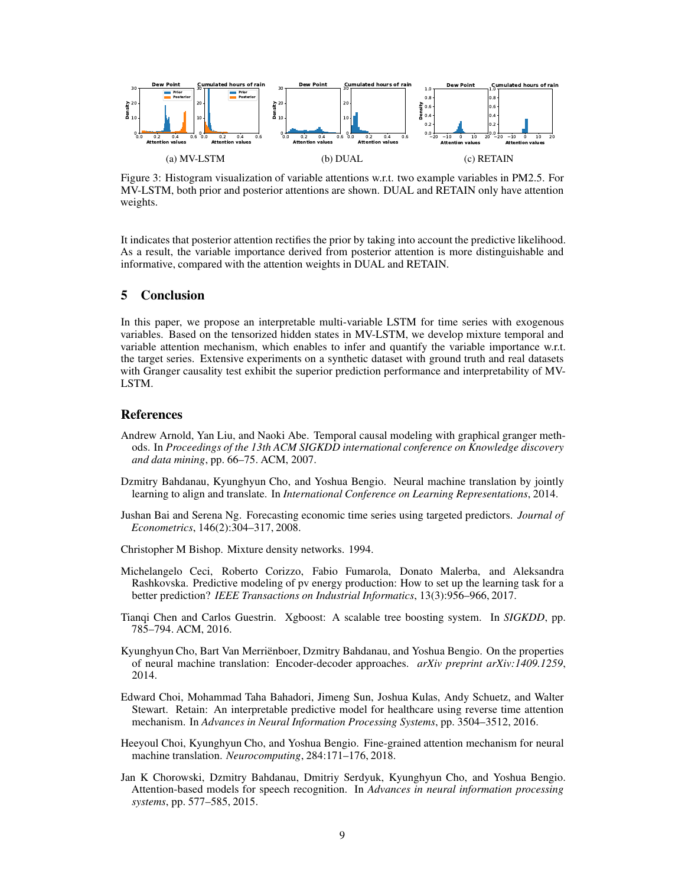Figure 3: Histogram visualization of variable attentions w.r.t. two example variables in PM2.5. For MV-LSTM, both prior and posterior attentions are shown. DUAL and RETAIN only have attention weights.

It indicates that posterior attention rectifies the prior by taking into account the predictive likelihood. As a result, the variable importance derived from posterior attention is more distinguishable and informative, compared with the attention weights in DUAL and RETAIN.

## 5 Conclusion

In this paper, we propose an interpretable multi-variable LSTM for time series with exogenous variables. Based on the tensorized hidden states in MV-LSTM, we develop mixture temporal and variable attention mechanism, which enables to infer and quantify the variable importance w.r.t. the target series. Extensive experiments on a synthetic dataset with ground truth and real datasets with Granger causality test exhibit the superior prediction performance and interpretability of MV-LSTM.

## References

Andrew Arnold, Yan Liu, and Naoki Abe. Temporal causal modeling with graphical granger methods. In *Proceedings of the 13th ACM SIGKDD international conference on Knowledge discovery and data mining*, pp. 66–75. ACM, 2007.

Dzmitry Bahdanau, Kyunghyun Cho, and Yoshua Bengio. Neural machine translation by jointly learning to align and translate. In *International Conference on Learning Representations*, 2014.

Jushan Bai and Serena Ng. Forecasting economic time series using targeted predictors. *Journal of Econometrics*, 146(2):304–317, 2008.

Christopher M Bishop. Mixture density networks. 1994.

Michelangelo Ceci, Roberto Corizzo, Fabio Fumarola, Donato Malerba, and Aleksandra Rashkovska. Predictive modeling of pv energy production: How to set up the learning task for a better prediction? *IEEE Transactions on Industrial Informatics*, 13(3):956–966, 2017.

Tianqi Chen and Carlos Guestrin. Xgboost: A scalable tree boosting system. In *SIGKDD*, pp. 785–794. ACM, 2016.

Kyunghyun Cho, Bart Van Merriënboer, Dzmitry Bahdanau, and Yoshua Bengio. On the properties of neural machine translation: Encoder-decoder approaches. *arXiv preprint arXiv:1409.1259*, 2014.

Edward Choi, Mohammad Taha Bahadori, Jimeng Sun, Joshua Kulas, Andy Schuetz, and Walter Stewart. Retain: An interpretable predictive model for healthcare using reverse time attention mechanism. In *Advances in Neural Information Processing Systems*, pp. 3504–3512, 2016.

Heeyoul Choi, Kyunghyun Cho, and Yoshua Bengio. Fine-grained attention mechanism for neural machine translation. *Neurocomputing*, 284:171–176, 2018.

Jan K Chorowski, Dzmitry Bahdanau, Dmitriy Serdyuk, Kyunghyun Cho, and Yoshua Bengio. Attention-based models for speech recognition. In *Advances in neural information processing systems*, pp. 577–585, 2015.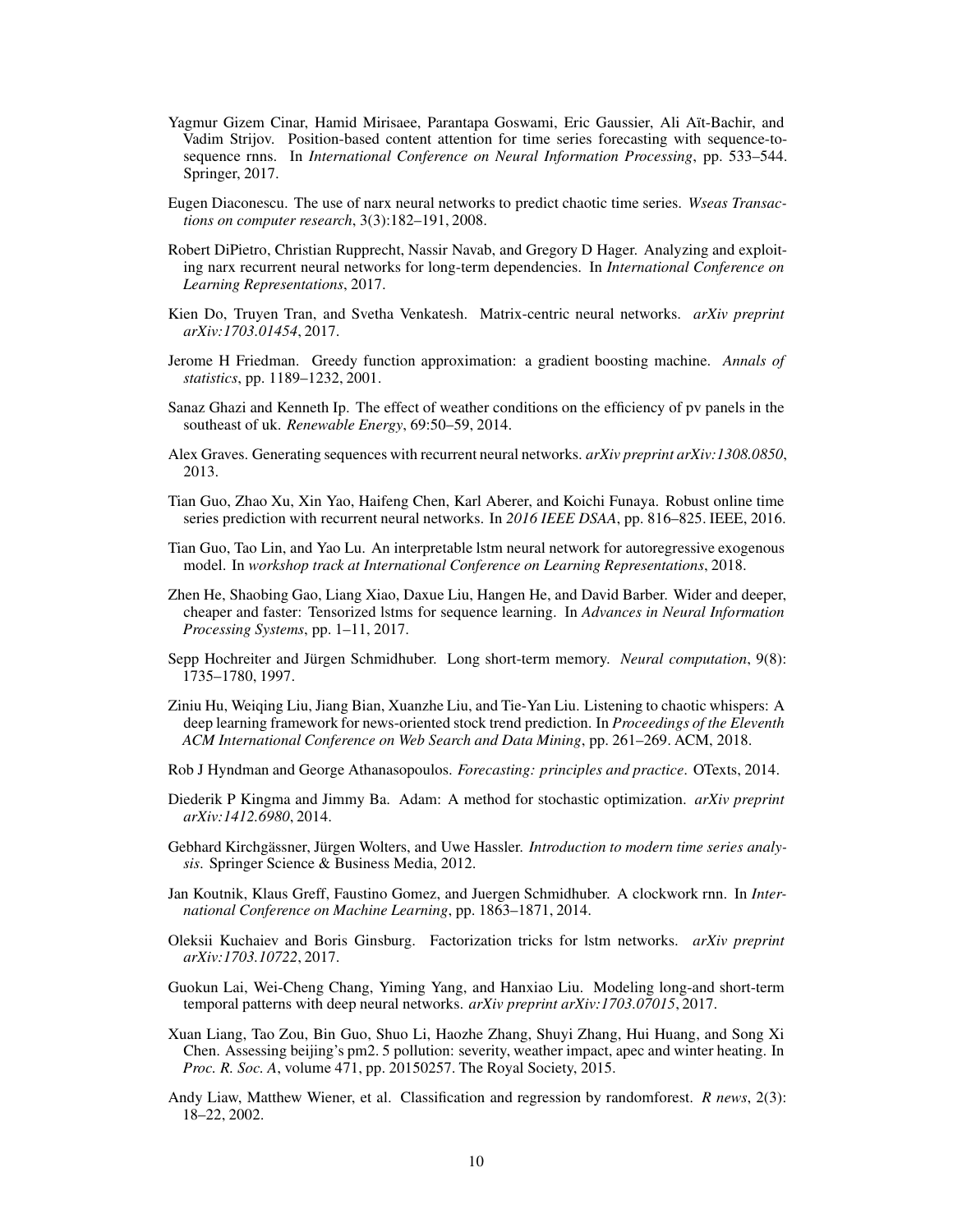Yagmur Gizem Cinar, Hamid Mirisaee, Parantapa Goswami, Eric Gaussier, Ali Aït-Bachir, and Vadim Strijov. Position-based content attention for time series forecasting with sequence-to-sequence rnns. In *International Conference on Neural Information Processing*, pp. 533–544. Springer, 2017.

Eugen Diaconescu. The use of narx neural networks to predict chaotic time series. *Wseas Transactions on computer research*, 3(3):182–191, 2008.

Robert DiPietro, Christian Rupprecht, Nassir Navab, and Gregory D Hager. Analyzing and exploiting narx recurrent neural networks for long-term dependencies. In *International Conference on Learning Representations*, 2017.

Kien Do, Truyen Tran, and Svetha Venkatesh. Matrix-centric neural networks. *arXiv preprint arXiv:1703.01454*, 2017.

Jerome H Friedman. Greedy function approximation: a gradient boosting machine. *Annals of statistics*, pp. 1189–1232, 2001.

Sanaz Ghazi and Kenneth Ip. The effect of weather conditions on the efficiency of pv panels in the southeast of uk. *Renewable Energy*, 69:50–59, 2014.

Alex Graves. Generating sequences with recurrent neural networks. *arXiv preprint arXiv:1308.0850*, 2013.

Tian Guo, Zhao Xu, Xin Yao, Haifeng Chen, Karl Aberer, and Koichi Funaya. Robust online time series prediction with recurrent neural networks. In *2016 IEEE DSAA*, pp. 816–825. IEEE, 2016.

Tian Guo, Tao Lin, and Yao Lu. An interpretable lstm neural network for autoregressive exogenous model. In *workshop track at International Conference on Learning Representations*, 2018.

Zhen He, Shaobing Gao, Liang Xiao, Daxue Liu, Hangen He, and David Barber. Wider and deeper, cheaper and faster: Tensorized lstms for sequence learning. In *Advances in Neural Information Processing Systems*, pp. 1–11, 2017.

Sepp Hochreiter and Jürgen Schmidhuber. Long short-term memory. *Neural computation*, 9(8): 1735–1780, 1997.

Ziniu Hu, Weiqing Liu, Jiang Bian, Xuanzhe Liu, and Tie-Yan Liu. Listening to chaotic whispers: A deep learning framework for news-oriented stock trend prediction. In *Proceedings of the Eleventh ACM International Conference on Web Search and Data Mining*, pp. 261–269. ACM, 2018.

Rob J Hyndman and George Athanasopoulos. *Forecasting: principles and practice*. OTexts, 2014.

Diederik P Kingma and Jimmy Ba. Adam: A method for stochastic optimization. *arXiv preprint arXiv:1412.6980*, 2014.

Gebhard Kirchgässner, Jürgen Wolters, and Uwe Hassler. *Introduction to modern time series analysis*. Springer Science & Business Media, 2012.

Jan Koutnik, Klaus Greff, Faustino Gomez, and Juergen Schmidhuber. A clockwork rnn. In *International Conference on Machine Learning*, pp. 1863–1871, 2014.

Oleksii Kuchaiev and Boris Ginsburg. Factorization tricks for lstm networks. *arXiv preprint arXiv:1703.10722*, 2017.

Guokun Lai, Wei-Cheng Chang, Yiming Yang, and Hanxiao Liu. Modeling long-and short-term temporal patterns with deep neural networks. *arXiv preprint arXiv:1703.07015*, 2017.

Xuan Liang, Tao Zou, Bin Guo, Shuo Li, Haozhe Zhang, Shuyi Zhang, Hui Huang, and Song Xi Chen. Assessing beijing's pm2. 5 pollution: severity, weather impact, apec and winter heating. In *Proc. R. Soc. A*, volume 471, pp. 20150257. The Royal Society, 2015.

Andy Liaw, Matthew Wiener, et al. Classification and regression by randomforest. *R news*, 2(3): 18–22, 2002.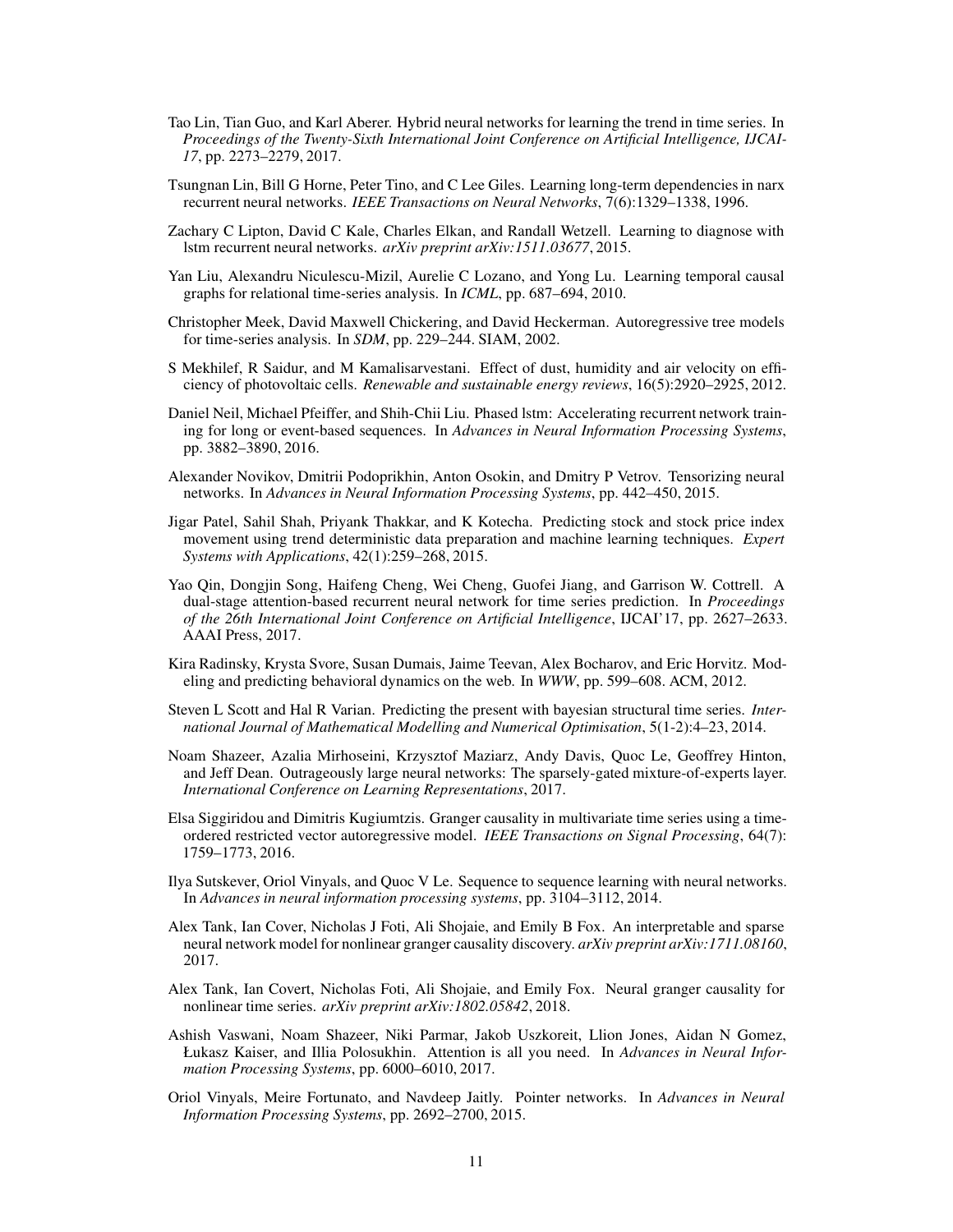Tao Lin, Tian Guo, and Karl Aberer. Hybrid neural networks for learning the trend in time series. In *Proceedings of the Twenty-Sixth International Joint Conference on Artificial Intelligence, IJCAI-17*, pp. 2273–2279, 2017.

Tsungnan Lin, Bill G Horne, Peter Tino, and C Lee Giles. Learning long-term dependencies in narx recurrent neural networks. *IEEE Transactions on Neural Networks*, 7(6):1329–1338, 1996.

Zachary C Lipton, David C Kale, Charles Elkan, and Randall Wetzell. Learning to diagnose with lstm recurrent neural networks. *arXiv preprint arXiv:1511.03677*, 2015.

Yan Liu, Alexandru Niculescu-Mizil, Aurelie C Lozano, and Yong Lu. Learning temporal causal graphs for relational time-series analysis. In *ICML*, pp. 687–694, 2010.

Christopher Meek, David Maxwell Chickering, and David Heckerman. Autoregressive tree models for time-series analysis. In *SDM*, pp. 229–244. SIAM, 2002.

S Mekhilef, R Saidur, and M Kamalisarvestani. Effect of dust, humidity and air velocity on efficiency of photovoltaic cells. *Renewable and sustainable energy reviews*, 16(5):2920–2925, 2012.

Daniel Neil, Michael Pfeiffer, and Shih-Chii Liu. Phased lstm: Accelerating recurrent network training for long or event-based sequences. In *Advances in Neural Information Processing Systems*, pp. 3882–3890, 2016.

Alexander Novikov, Dmitrii Podoprikhin, Anton Osokin, and Dmitry P Vetrov. Tensorizing neural networks. In *Advances in Neural Information Processing Systems*, pp. 442–450, 2015.

Jigar Patel, Sahil Shah, Priyank Thakkar, and K Kotecha. Predicting stock and stock price index movement using trend deterministic data preparation and machine learning techniques. *Expert Systems with Applications*, 42(1):259–268, 2015.

Yao Qin, Dongjin Song, Haifeng Cheng, Wei Cheng, Guofei Jiang, and Garrison W. Cottrell. A dual-stage attention-based recurrent neural network for time series prediction. In *Proceedings of the 26th International Joint Conference on Artificial Intelligence*, IJCAI'17, pp. 2627–2633. AAAI Press, 2017.

Kira Radinsky, Krysta Svore, Susan Dumais, Jaime Teevan, Alex Bocharov, and Eric Horvitz. Modeling and predicting behavioral dynamics on the web. In *WWW*, pp. 599–608. ACM, 2012.

Steven L Scott and Hal R Varian. Predicting the present with bayesian structural time series. *International Journal of Mathematical Modelling and Numerical Optimisation*, 5(1-2):4–23, 2014.

Noam Shazeer, Azalia Mirhoseini, Krzysztof Maziarz, Andy Davis, Quoc Le, Geoffrey Hinton, and Jeff Dean. Outrageously large neural networks: The sparsely-gated mixture-of-experts layer. *International Conference on Learning Representations*, 2017.

Elsa Siggiridou and Dimitris Kugiumtzis. Granger causality in multivariate time series using a time-ordered restricted vector autoregressive model. *IEEE Transactions on Signal Processing*, 64(7): 1759–1773, 2016.

Ilya Sutskever, Oriol Vinyals, and Quoc V Le. Sequence to sequence learning with neural networks. In *Advances in neural information processing systems*, pp. 3104–3112, 2014.

Alex Tank, Ian Cover, Nicholas J Foti, Ali Shojaie, and Emily B Fox. An interpretable and sparse neural network model for nonlinear granger causality discovery. *arXiv preprint arXiv:1711.08160*, 2017.

Alex Tank, Ian Covert, Nicholas Foti, Ali Shojaie, and Emily Fox. Neural granger causality for nonlinear time series. *arXiv preprint arXiv:1802.05842*, 2018.

Ashish Vaswani, Noam Shazeer, Niki Parmar, Jakob Uszkoreit, Llion Jones, Aidan N Gomez, Łukasz Kaiser, and Illia Polosukhin. Attention is all you need. In *Advances in Neural Information Processing Systems*, pp. 6000–6010, 2017.

Oriol Vinyals, Meire Fortunato, and Navdeep Jaitly. Pointer networks. In *Advances in Neural Information Processing Systems*, pp. 2692–2700, 2015.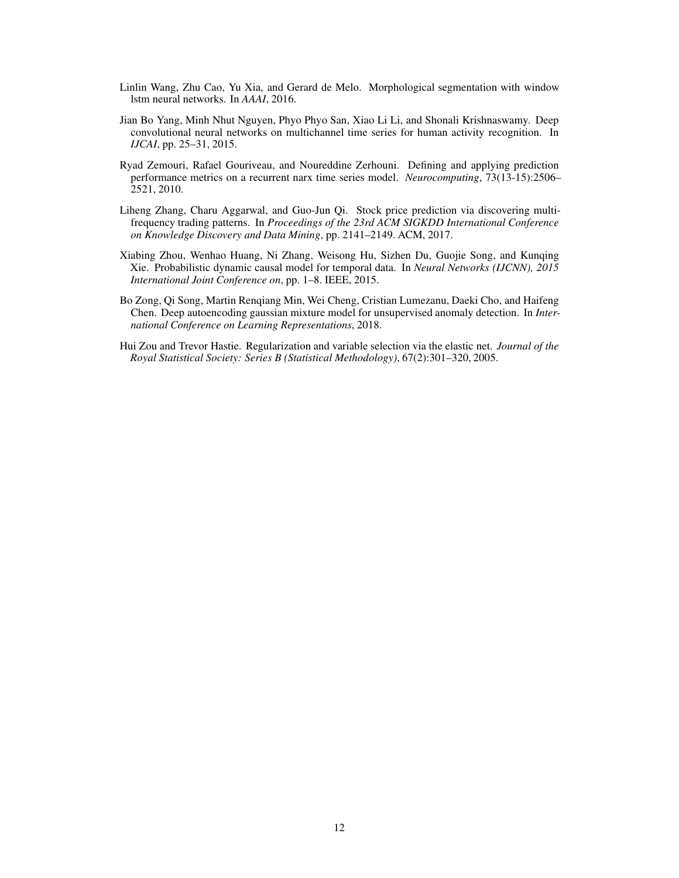Linlin Wang, Zhu Cao, Yu Xia, and Gerard de Melo. Morphological segmentation with window lstm neural networks. In *AAAI*, 2016.

Jian Bo Yang, Minh Nhut Nguyen, Phyo Phyo San, Xiao Li Li, and Shonali Krishnaswamy. Deep convolutional neural networks on multichannel time series for human activity recognition. In *IJCAI*, pp. 25–31, 2015.

Ryad Zemouri, Rafael Gouriveau, and Noureddine Zerhouni. Defining and applying prediction performance metrics on a recurrent narx time series model. *Neurocomputing*, 73(13-15):2506–2521, 2010.

Liheng Zhang, Charu Aggarwal, and Guo-Jun Qi. Stock price prediction via discovering multi-frequency trading patterns. In *Proceedings of the 23rd ACM SIGKDD International Conference on Knowledge Discovery and Data Mining*, pp. 2141–2149. ACM, 2017.

Xiabing Zhou, Wenhao Huang, Ni Zhang, Weisong Hu, Sizhen Du, Guojie Song, and Kunqing Xie. Probabilistic dynamic causal model for temporal data. In *Neural Networks (IJCNN), 2015 International Joint Conference on*, pp. 1–8. IEEE, 2015.

Bo Zong, Qi Song, Martin Renqiang Min, Wei Cheng, Cristian Lumezanu, Daeki Cho, and Haifeng Chen. Deep autoencoding gaussian mixture model for unsupervised anomaly detection. In *International Conference on Learning Representations*, 2018.

Hui Zou and Trevor Hastie. Regularization and variable selection via the elastic net. *Journal of the Royal Statistical Society: Series B (Statistical Methodology)*, 67(2):301–320, 2005.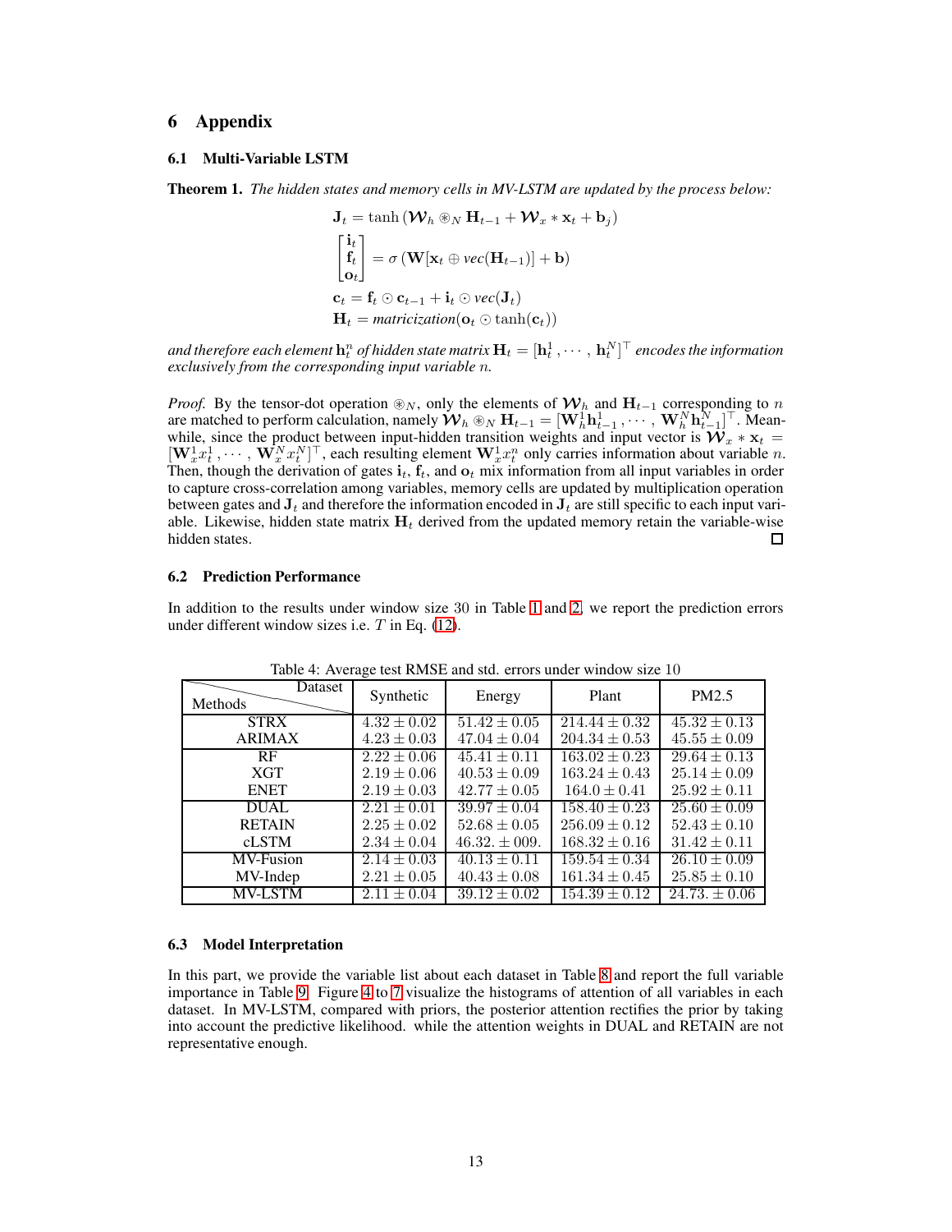# 6 Appendix

## 6.1 Multi-Variable LSTM

**Theorem 1.** *The hidden states and memory cells in MV-LSTM are updated by the process below:*

$$\mathbf{J}_t = \tanh\left(\boldsymbol{\mathcal{W}}_h \circledast_N \mathbf{H}_{t-1} + \boldsymbol{\mathcal{W}}_x * \mathbf{x}_t + \mathbf{b}_j\right)$$

$$\begin{bmatrix}\mathbf{i}_t \\ \mathbf{f}_t \\ \mathbf{o}_t\end{bmatrix} = \sigma\left(\mathbf{W}[\mathbf{x}_t \oplus vec(\mathbf{H}_{t-1})] + \mathbf{b}\right)$$

$$\mathbf{c}_t = \mathbf{f}_t \odot \mathbf{c}_{t-1} + \mathbf{i}_t \odot vec(\mathbf{J}_t)$$

$$\mathbf{H}_t = matricization(\mathbf{o}_t \odot \tanh(\mathbf{c}_t))$$

*and therefore each element $\mathbf{h}_t^n$ of hidden state matrix $\mathbf{H}_t = [\mathbf{h}_t^1, \cdots, \mathbf{h}_t^N]^\top$ encodes the information exclusively from the corresponding input variable $n$.*

*Proof.* By the tensor-dot operation $\circledast_N$, only the elements of $\boldsymbol{\mathcal{W}}_h$ and $\mathbf{H}_{t-1}$ corresponding to $n$ are matched to perform calculation, namely $\boldsymbol{\mathcal{W}}_h \circledast_N \mathbf{H}_{t-1} = [\mathbf{W}_h^1 \mathbf{h}_{t-1}^1, \cdots, \mathbf{W}_h^N \mathbf{h}_{t-1}^N]^\top$. Meanwhile, since the product between input-hidden transition weights and input vector is $\boldsymbol{\mathcal{W}}_x * \mathbf{x}_t = [\mathbf{W}_x^1 x_t^1, \cdots, \mathbf{W}_x^N x_t^N]^\top$, each resulting element $\mathbf{W}_x^1 x_t^n$ only carries information about variable $n$. Then, though the derivation of gates $\mathbf{i}_t$, $\mathbf{f}_t$, and $\mathbf{o}_t$ mix information from all input variables in order to capture cross-correlation among variables, memory cells are updated by multiplication operation between gates and $\mathbf{J}_t$ and therefore the information encoded in $\mathbf{J}_t$ are still specific to each input variable. Likewise, hidden state matrix $\mathbf{H}_t$ derived from the updated memory retain the variable-wise hidden states. □

## 6.2 Prediction Performance

In addition to the results under window size 30 in Table 1 and 2, we report the prediction errors under different window sizes i.e. $T$ in Eq. (12).

Table 4: Average test RMSE and std. errors under window size 10

| Methods \ Dataset | Synthetic | Energy | Plant | PM2.5 |
|---|---|---|---|---|
| STRX | $4.32 \pm 0.02$ | $51.42 \pm 0.05$ | $214.44 \pm 0.32$ | $45.32 \pm 0.13$ |
| ARIMAX | $4.23 \pm 0.03$ | $47.04 \pm 0.04$ | $204.34 \pm 0.53$ | $45.55 \pm 0.09$ |
| RF | $2.22 \pm 0.06$ | $45.41 \pm 0.11$ | $163.02 \pm 0.23$ | $29.64 \pm 0.13$ |
| XGT | $2.19 \pm 0.06$ | $40.53 \pm 0.09$ | $163.24 \pm 0.43$ | $25.14 \pm 0.09$ |
| ENET | $2.19 \pm 0.03$ | $42.77 \pm 0.05$ | $164.0 \pm 0.41$ | $25.92 \pm 0.11$ |
| DUAL | $2.21 \pm 0.01$ | $39.97 \pm 0.04$ | $158.40 \pm 0.23$ | $25.60 \pm 0.09$ |
| RETAIN | $2.25 \pm 0.02$ | $52.68 \pm 0.05$ | $256.09 \pm 0.12$ | $52.43 \pm 0.10$ |
| cLSTM | $2.34 \pm 0.04$ | $46.32. \pm 009.$ | $168.32 \pm 0.16$ | $31.42 \pm 0.11$ |
| MV-Fusion | $2.14 \pm 0.03$ | $40.13 \pm 0.11$ | $159.54 \pm 0.34$ | $26.10 \pm 0.09$ |
| MV-Indep | $2.21 \pm 0.05$ | $40.43 \pm 0.08$ | $161.34 \pm 0.45$ | $25.85 \pm 0.10$ |
| MV-LSTM | $2.11 \pm 0.04$ | $39.12 \pm 0.02$ | $154.39 \pm 0.12$ | $24.73. \pm 0.06$ |

## 6.3 Model Interpretation

In this part, we provide the variable list about each dataset in Table 8 and report the full variable importance in Table 9. Figure 4 to 7 visualize the histograms of attention of all variables in each dataset. In MV-LSTM, compared with priors, the posterior attention rectifies the prior by taking into account the predictive likelihood. while the attention weights in DUAL and RETAIN are not representative enough.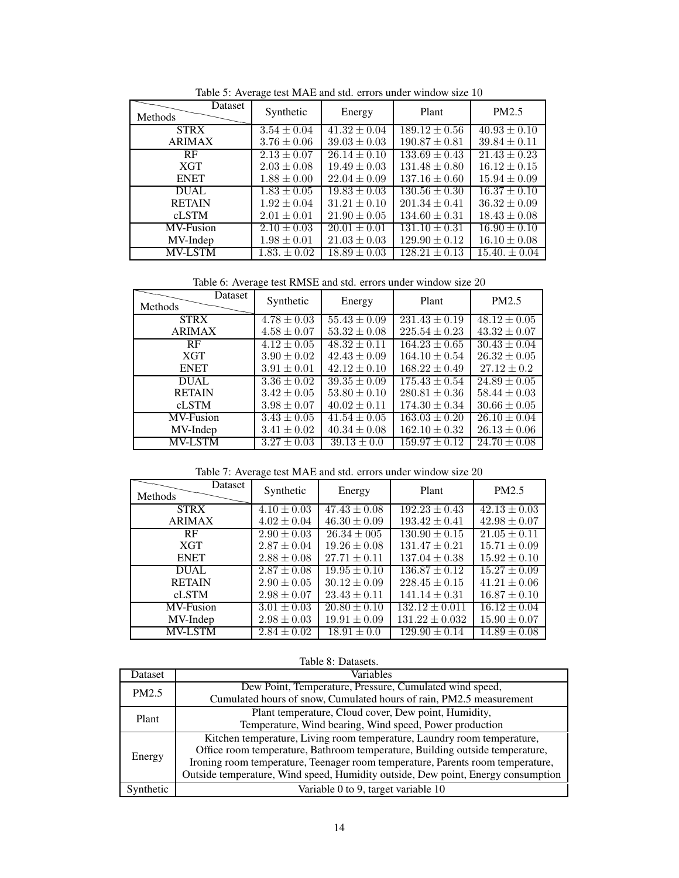Table 5: Average test MAE and std. errors under window size 10

| Methods \ Dataset | Synthetic | Energy | Plant | PM2.5 |
|---|---|---|---|---|
| STRX | $3.54 \pm 0.04$ | $41.32 \pm 0.04$ | $189.12 \pm 0.56$ | $40.93 \pm 0.10$ |
| ARIMAX | $3.76 \pm 0.06$ | $39.03 \pm 0.03$ | $190.87 \pm 0.81$ | $39.84 \pm 0.11$ |
| RF | $2.13 \pm 0.07$ | $26.14 \pm 0.10$ | $133.69 \pm 0.43$ | $21.43 \pm 0.23$ |
| XGT | $2.03 \pm 0.08$ | $19.49 \pm 0.03$ | $131.48 \pm 0.80$ | $16.12 \pm 0.15$ |
| ENET | $1.88 \pm 0.00$ | $22.04 \pm 0.09$ | $137.16 \pm 0.60$ | $15.94 \pm 0.09$ |
| DUAL | $1.83 \pm 0.05$ | $19.83 \pm 0.03$ | $130.56 \pm 0.30$ | $16.37 \pm 0.10$ |
| RETAIN | $1.92 \pm 0.04$ | $31.21 \pm 0.10$ | $201.34 \pm 0.41$ | $36.32 \pm 0.09$ |
| cLSTM | $2.01 \pm 0.01$ | $21.90 \pm 0.05$ | $134.60 \pm 0.31$ | $18.43 \pm 0.08$ |
| MV-Fusion | $2.10 \pm 0.03$ | $20.01 \pm 0.01$ | $131.10 \pm 0.31$ | $16.90 \pm 0.10$ |
| MV-Indep | $1.98 \pm 0.01$ | $21.03 \pm 0.03$ | $129.90 \pm 0.12$ | $16.10 \pm 0.08$ |
| MV-LSTM | $1.83. \pm 0.02$ | $18.89 \pm 0.03$ | $128.21 \pm 0.13$ | $15.40. \pm 0.04$ |

Table 6: Average test RMSE and std. errors under window size 20

| Methods \ Dataset | Synthetic | Energy | Plant | PM2.5 |
|---|---|---|---|---|
| STRX | $4.78 \pm 0.03$ | $55.43 \pm 0.09$ | $231.43 \pm 0.19$ | $48.12 \pm 0.05$ |
| ARIMAX | $4.58 \pm 0.07$ | $53.32 \pm 0.08$ | $225.54 \pm 0.23$ | $43.32 \pm 0.07$ |
| RF | $4.12 \pm 0.05$ | $48.32 \pm 0.11$ | $164.23 \pm 0.65$ | $30.43 \pm 0.04$ |
| XGT | $3.90 \pm 0.02$ | $42.43 \pm 0.09$ | $164.10 \pm 0.54$ | $26.32 \pm 0.05$ |
| ENET | $3.91 \pm 0.01$ | $42.12 \pm 0.10$ | $168.22 \pm 0.49$ | $27.12 \pm 0.2$ |
| DUAL | $3.36 \pm 0.02$ | $39.35 \pm 0.09$ | $175.43 \pm 0.54$ | $24.89 \pm 0.05$ |
| RETAIN | $3.42 \pm 0.05$ | $53.80 \pm 0.10$ | $280.81 \pm 0.36$ | $58.44 \pm 0.03$ |
| cLSTM | $3.98 \pm 0.07$ | $40.02 \pm 0.11$ | $174.30 \pm 0.34$ | $30.66 \pm 0.05$ |
| MV-Fusion | $3.43 \pm 0.05$ | $41.54 \pm 0.05$ | $163.03 \pm 0.20$ | $26.10 \pm 0.04$ |
| MV-Indep | $3.41 \pm 0.02$ | $40.34 \pm 0.08$ | $162.10 \pm 0.32$ | $26.13 \pm 0.06$ |
| MV-LSTM | $3.27 \pm 0.03$ | $39.13 \pm 0.0$ | $159.97 \pm 0.12$ | $24.70 \pm 0.08$ |

Table 7: Average test MAE and std. errors under window size 20

| Methods \ Dataset | Synthetic | Energy | Plant | PM2.5 |
|---|---|---|---|---|
| STRX | $4.10 \pm 0.03$ | $47.43 \pm 0.08$ | $192.23 \pm 0.43$ | $42.13 \pm 0.03$ |
| ARIMAX | $4.02 \pm 0.04$ | $46.30 \pm 0.09$ | $193.42 \pm 0.41$ | $42.98 \pm 0.07$ |
| RF | $2.90 \pm 0.03$ | $26.34 \pm 005$ | $130.90 \pm 0.15$ | $21.05 \pm 0.11$ |
| XGT | $2.87 \pm 0.04$ | $19.26 \pm 0.08$ | $131.47 \pm 0.21$ | $15.71 \pm 0.09$ |
| ENET | $2.88 \pm 0.08$ | $27.71 \pm 0.11$ | $137.04 \pm 0.38$ | $15.92 \pm 0.10$ |
| DUAL | $2.87 \pm 0.08$ | $19.95 \pm 0.10$ | $136.87 \pm 0.12$ | $15.27 \pm 0.09$ |
| RETAIN | $2.90 \pm 0.05$ | $30.12 \pm 0.09$ | $228.45 \pm 0.15$ | $41.21 \pm 0.06$ |
| cLSTM | $2.98 \pm 0.07$ | $23.43 \pm 0.11$ | $141.14 \pm 0.31$ | $16.87 \pm 0.10$ |
| MV-Fusion | $3.01 \pm 0.03$ | $20.80 \pm 0.10$ | $132.12 \pm 0.011$ | $16.12 \pm 0.04$ |
| MV-Indep | $2.98 \pm 0.03$ | $19.91 \pm 0.09$ | $131.22 \pm 0.032$ | $15.90 \pm 0.07$ |
| MV-LSTM | $2.84 \pm 0.02$ | $18.91 \pm 0.0$ | $129.90 \pm 0.14$ | $14.89 \pm 0.08$ |

Table 8: Datasets.

| Dataset | Variables |
|---|---|
| PM2.5 | Dew Point, Temperature, Pressure, Cumulated wind speed, Cumulated hours of snow, Cumulated hours of rain, PM2.5 measurement |
| Plant | Plant temperature, Cloud cover, Dew point, Humidity, Temperature, Wind bearing, Wind speed, Power production |
| Energy | Kitchen temperature, Living room temperature, Laundry room temperature, Office room temperature, Bathroom temperature, Building outside temperature, Ironing room temperature, Teenager room temperature, Parents room temperature, Outside temperature, Wind speed, Humidity outside, Dew point, Energy consumption |
| Synthetic | Variable 0 to 9, target variable 10 |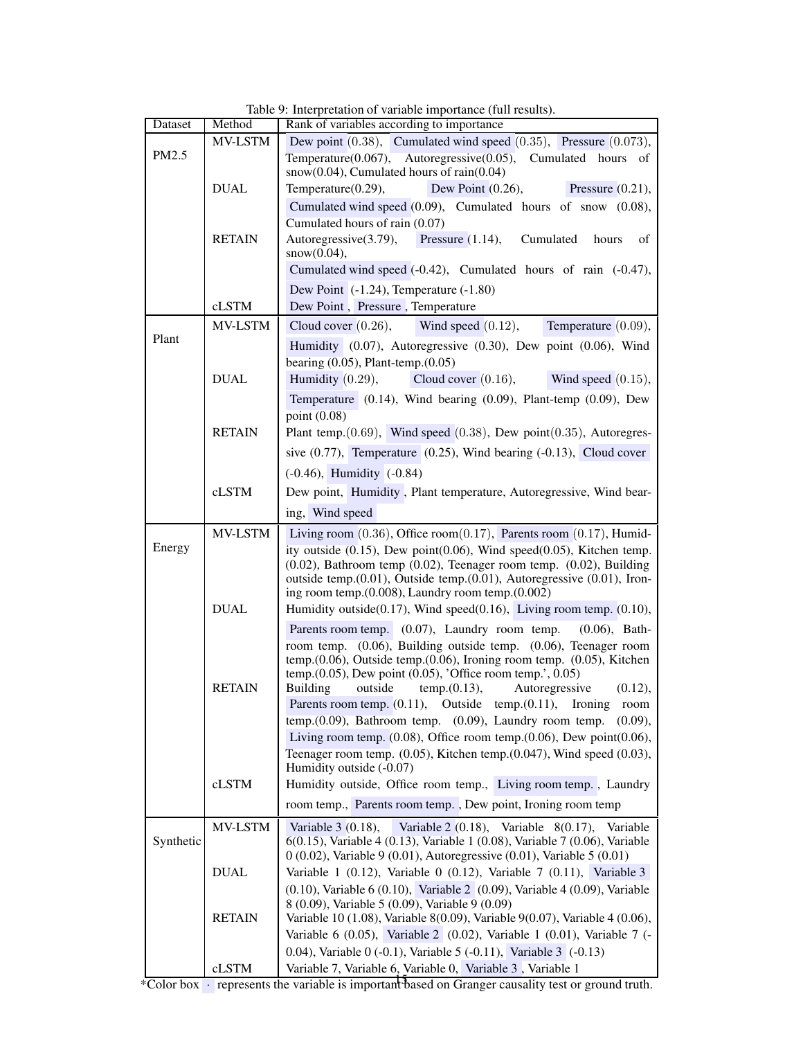Table 9: Interpretation of variable importance (full results).

| Dataset | Method | Rank of variables according to importance |
|---|---|---|
| PM2.5 | MV-LSTM | Dew point (0.38), Cumulated wind speed (0.35), Pressure (0.073), Temperature(0.067), Autoregressive(0.05), Cumulated hours of snow(0.04), Cumulated hours of rain(0.04) |
| | DUAL | Temperature(0.29), Dew Point (0.26), Pressure (0.21), Cumulated wind speed (0.09), Cumulated hours of snow (0.08), Cumulated hours of rain (0.07) |
| | RETAIN | Autoregressive(3.79), Pressure (1.14), Cumulated hours of snow(0.04), Cumulated wind speed (-0.42), Cumulated hours of rain (-0.47), Dew Point (-1.24), Temperature (-1.80) |
| | cLSTM | Dew Point , Pressure , Temperature |
| Plant | MV-LSTM | Cloud cover (0.26), Wind speed (0.12), Temperature (0.09), Humidity (0.07), Autoregressive (0.30), Dew point (0.06), Wind bearing (0.05), Plant-temp.(0.05) |
| | DUAL | Humidity (0.29), Cloud cover (0.16), Wind speed (0.15), Temperature (0.14), Wind bearing (0.09), Plant-temp (0.09), Dew point (0.08) |
| | RETAIN | Plant temp.(0.69), Wind speed (0.38), Dew point(0.35), Autoregressive (0.77), Temperature (0.25), Wind bearing (-0.13), Cloud cover (-0.46), Humidity (-0.84) |
| | cLSTM | Dew point, Humidity , Plant temperature, Autoregressive, Wind bearing, Wind speed |
| Energy | MV-LSTM | Living room (0.36), Office room(0.17), Parents room (0.17), Humidity outside (0.15), Dew point(0.06), Wind speed(0.05), Kitchen temp. (0.02), Bathroom temp (0.02), Teenager room temp. (0.02), Building outside temp.(0.01), Outside temp.(0.01), Autoregressive (0.01), Ironing room temp.(0.008), Laundry room temp.(0.002) |
| | DUAL | Humidity outside(0.17), Wind speed(0.16), Living room temp. (0.10), Parents room temp. (0.07), Laundry room temp. (0.06), Bathroom temp. (0.06), Building outside temp. (0.06), Teenager room temp.(0.06), Outside temp.(0.06), Ironing room temp. (0.05), Kitchen temp.(0.05), Dew point (0.05), 'Office room temp.', 0.05) |
| | RETAIN | Building outside temp.(0.13), Autoregressive (0.12), Parents room temp. (0.11), Outside temp.(0.11), Ironing room temp.(0.09), Bathroom temp. (0.09), Laundry room temp. (0.09), Living room temp. (0.08), Office room temp.(0.06), Dew point(0.06), Teenager room temp. (0.05), Kitchen temp.(0.047), Wind speed (0.03), Humidity outside (-0.07) |
| | cLSTM | Humidity outside, Office room temp., Living room temp. , Laundry room temp., Parents room temp. , Dew point, Ironing room temp |
| Synthetic | MV-LSTM | Variable 3 (0.18), Variable 2 (0.18), Variable 8(0.17), Variable 6(0.15), Variable 4 (0.13), Variable 1 (0.08), Variable 7 (0.06), Variable 0 (0.02), Variable 9 (0.01), Autoregressive (0.01), Variable 5 (0.01) |
| | DUAL | Variable 1 (0.12), Variable 0 (0.12), Variable 7 (0.11), Variable 3 (0.10), Variable 6 (0.10), Variable 2 (0.09), Variable 4 (0.09), Variable 8 (0.09), Variable 5 (0.09), Variable 9 (0.09) |
| | RETAIN | Variable 10 (1.08), Variable 8(0.09), Variable 9(0.07), Variable 4 (0.06), Variable 6 (0.05), Variable 2 (0.02), Variable 1 (0.01), Variable 7 (-0.04), Variable 0 (-0.1), Variable 5 (-0.11), Variable 3 (-0.13) |
| | cLSTM | Variable 7, Variable 6, Variable 0, Variable 3 , Variable 1 |

*Color box · represents the variable is important based on Granger causality test or ground truth.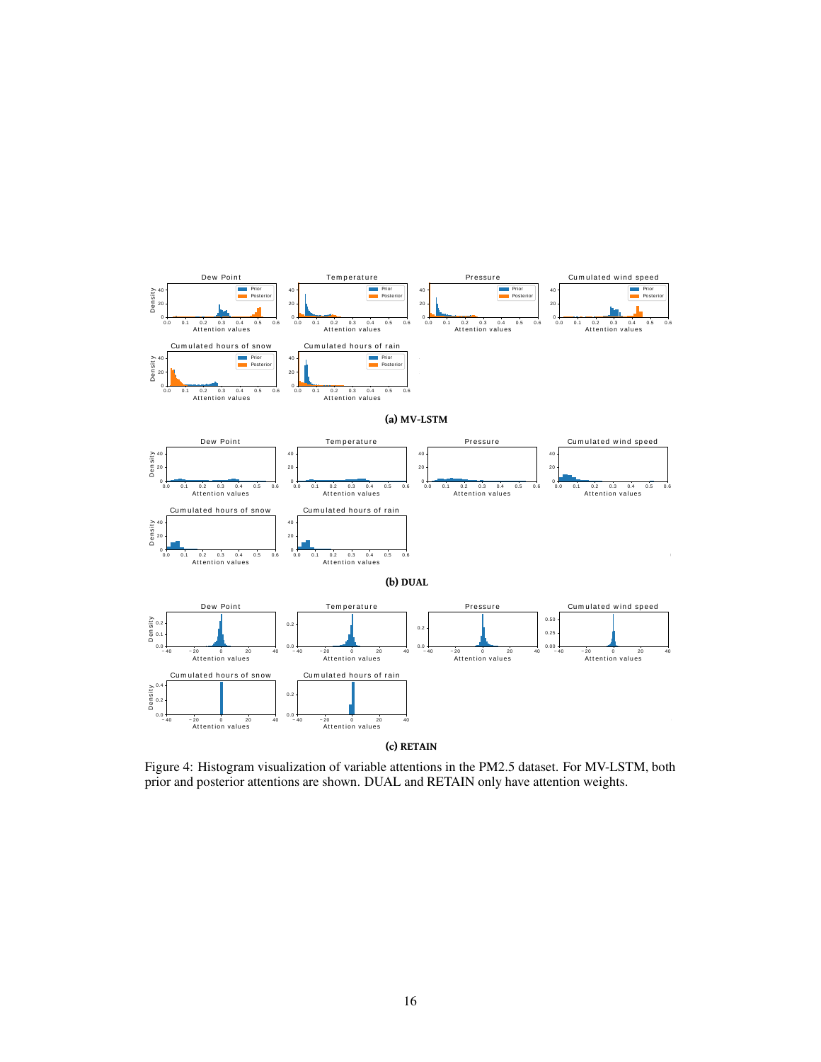(a) MV-LSTM

(b) DUAL

(c) RETAIN

Figure 4: Histogram visualization of variable attentions in the PM2.5 dataset. For MV-LSTM, both prior and posterior attentions are shown. DUAL and RETAIN only have attention weights.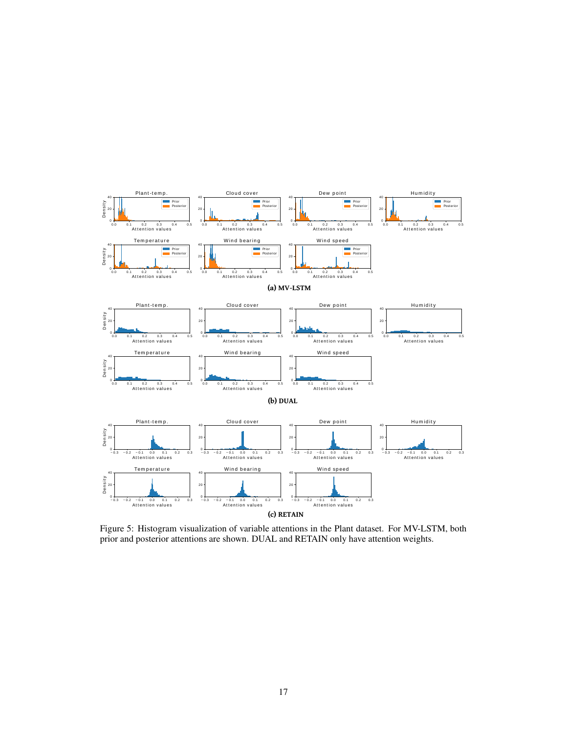(a) MV-LSTM

(b) DUAL

(c) RETAIN

Figure 5: Histogram visualization of variable attentions in the Plant dataset. For MV-LSTM, both prior and posterior attentions are shown. DUAL and RETAIN only have attention weights.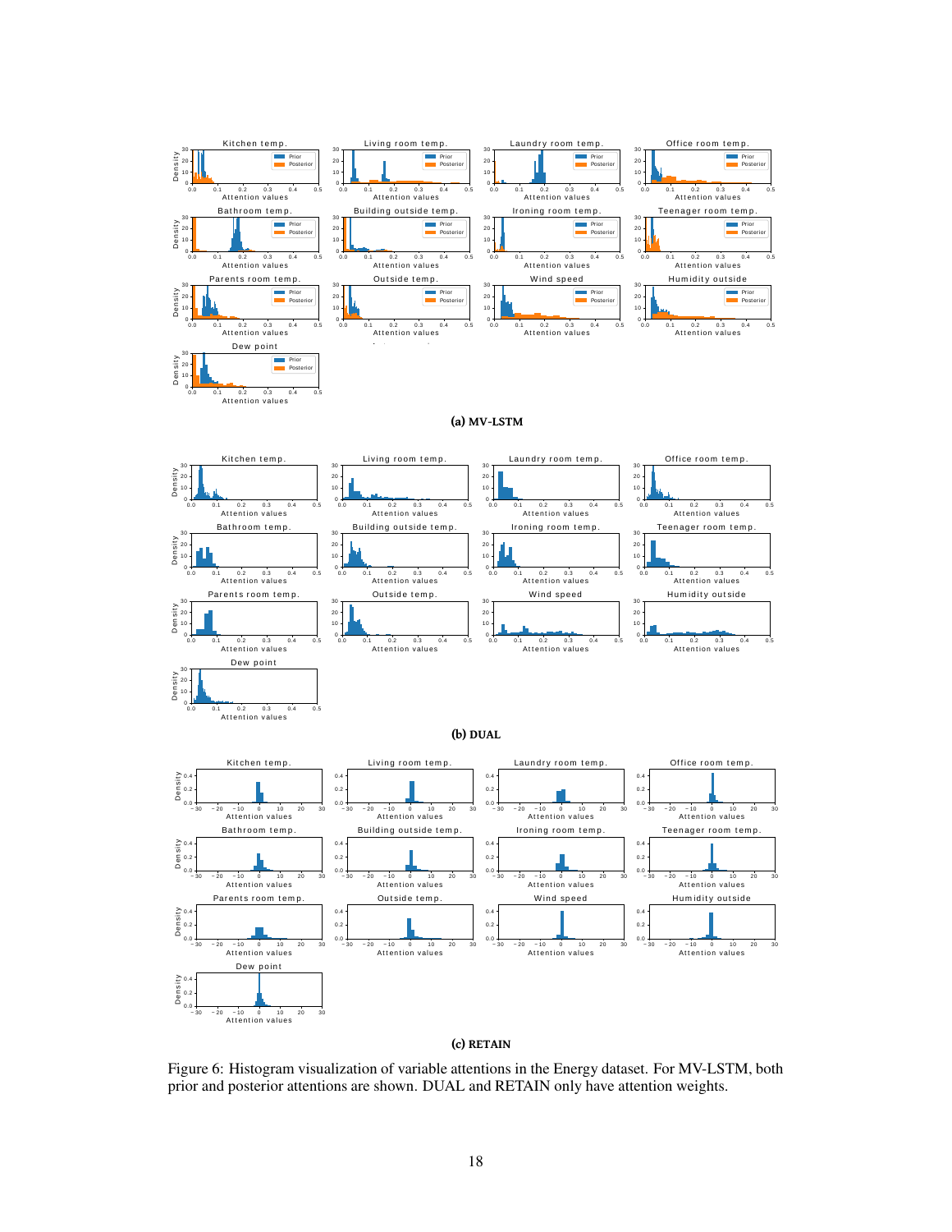(a) MV-LSTM

(b) DUAL

(c) RETAIN

Figure 6: Histogram visualization of variable attentions in the Energy dataset. For MV-LSTM, both prior and posterior attentions are shown. DUAL and RETAIN only have attention weights.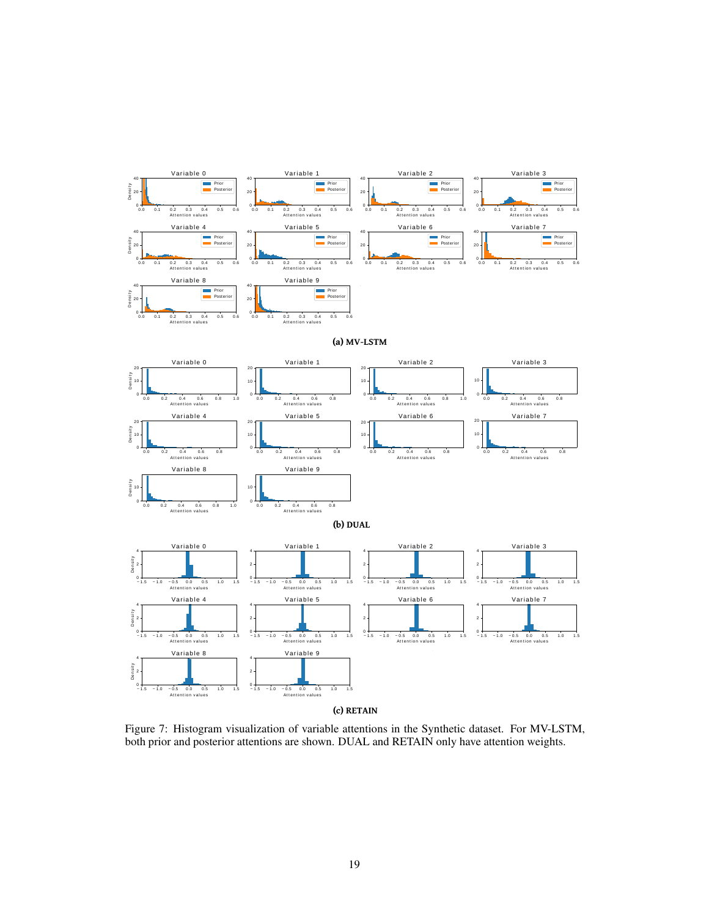Variable 0

Variable 1

Variable 2

Variable 3

Variable 4

Variable 5

Variable 6

Variable 7

Variable 8

Variable 9

Prior

Posterior

Density

Attention values

**(a) MV-LSTM**

Variable 0

Variable 1

Variable 2

Variable 3

Variable 4

Variable 5

Variable 6

Variable 7

Variable 8

Variable 9

Density

Attention values

**(b) DUAL**

Variable 0

Variable 1

Variable 2

Variable 3

Variable 4

Variable 5

Variable 6

Variable 7

Variable 8

Variable 9

Density

Attention values

**(c) RETAIN**

Figure 7: Histogram visualization of variable attentions in the Synthetic dataset. For MV-LSTM, both prior and posterior attentions are shown. DUAL and RETAIN only have attention weights.